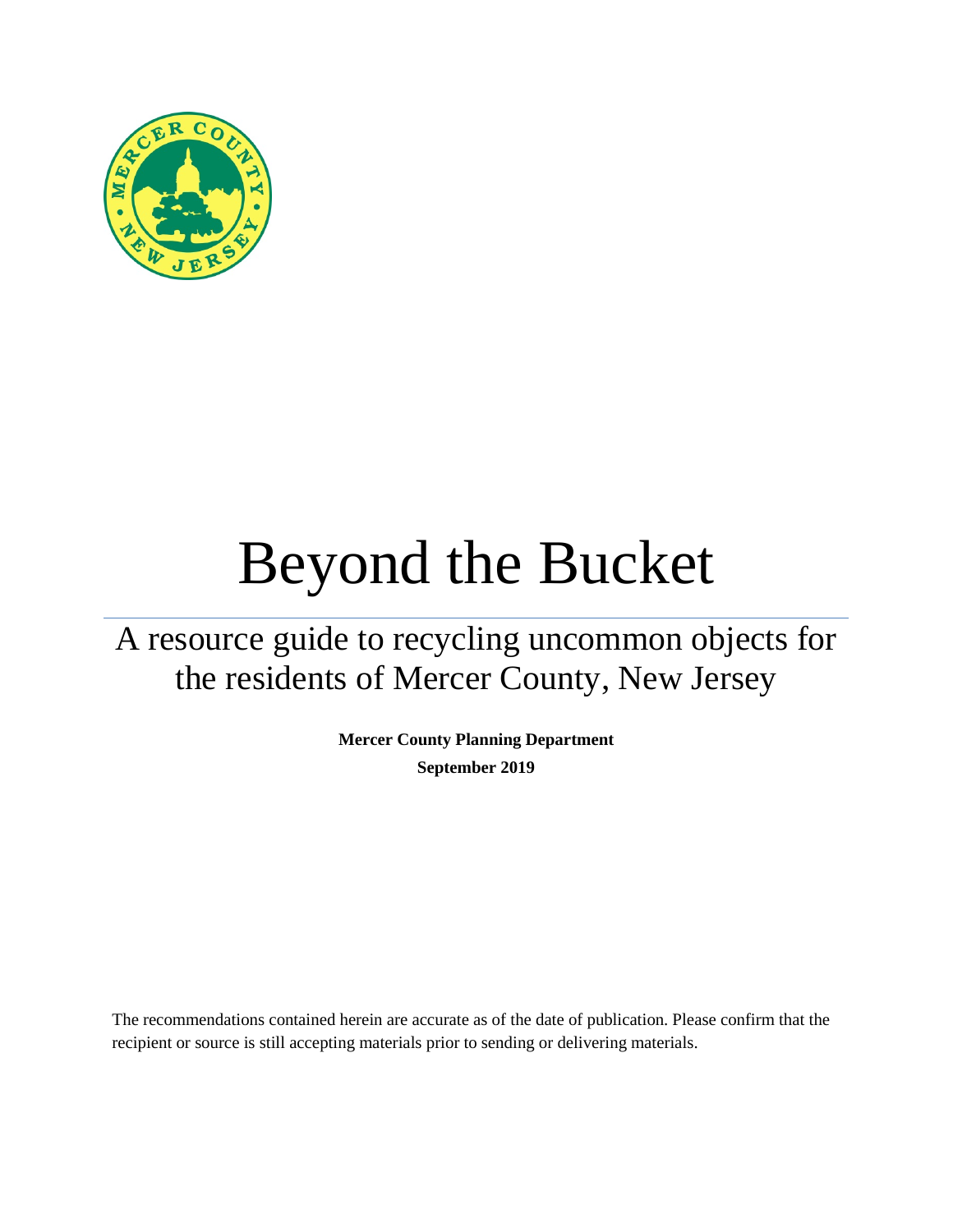# Beyond the Bucket

## A resource guide to recycling uncommon objects for the residents of Mercer County, New Jersey

**Mercer County Planning Department**

**September 2019**

The recommendations contained herein are accurate as of the date of publication. Please confirm that the recipient or source is still accepting materials prior to sending or delivering materials.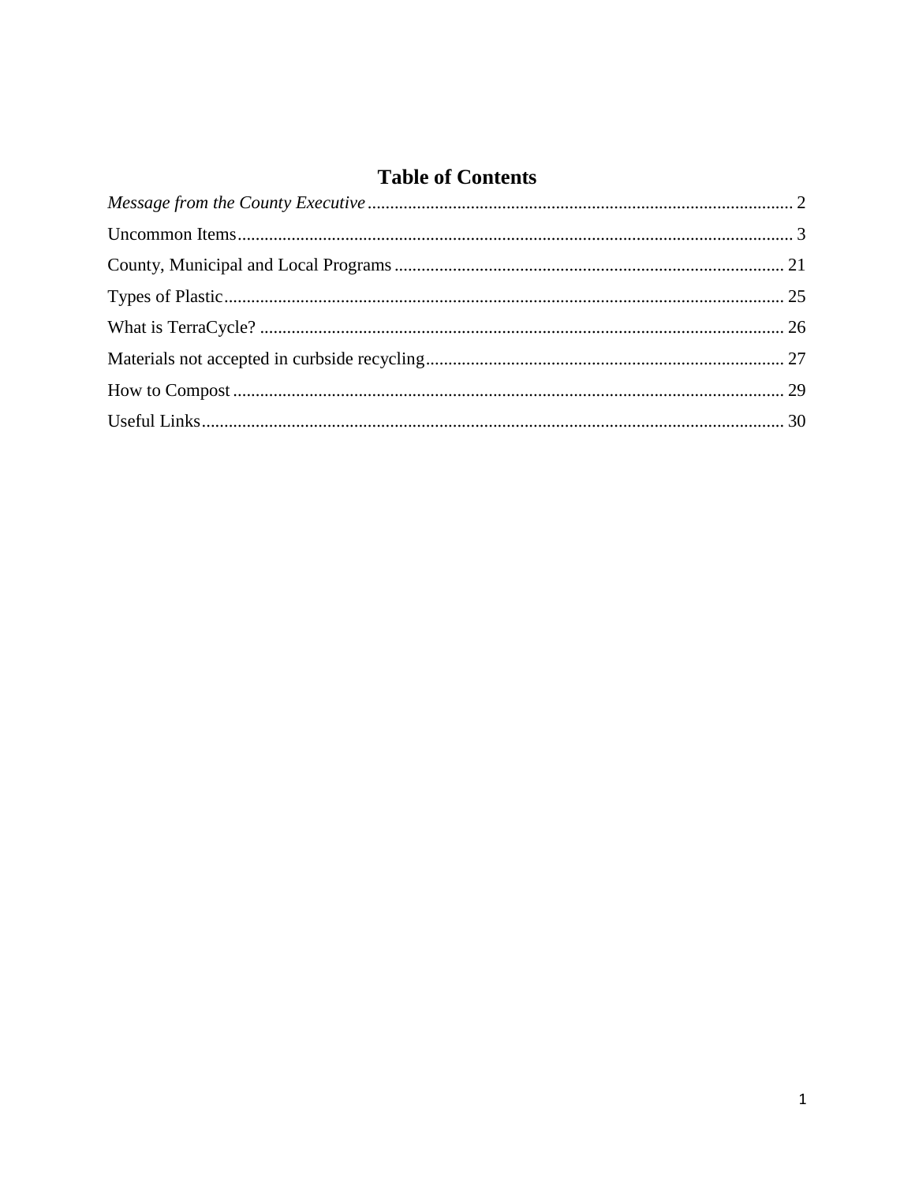# Table of Contents

*Message from the County Executive* .......... 2

Uncommon Items .......... 3

County, Municipal and Local Programs .......... 21

Types of Plastic .......... 25

What is TerraCycle? .......... 26

Materials not accepted in curbside recycling .......... 27

How to Compost .......... 29

Useful Links .......... 30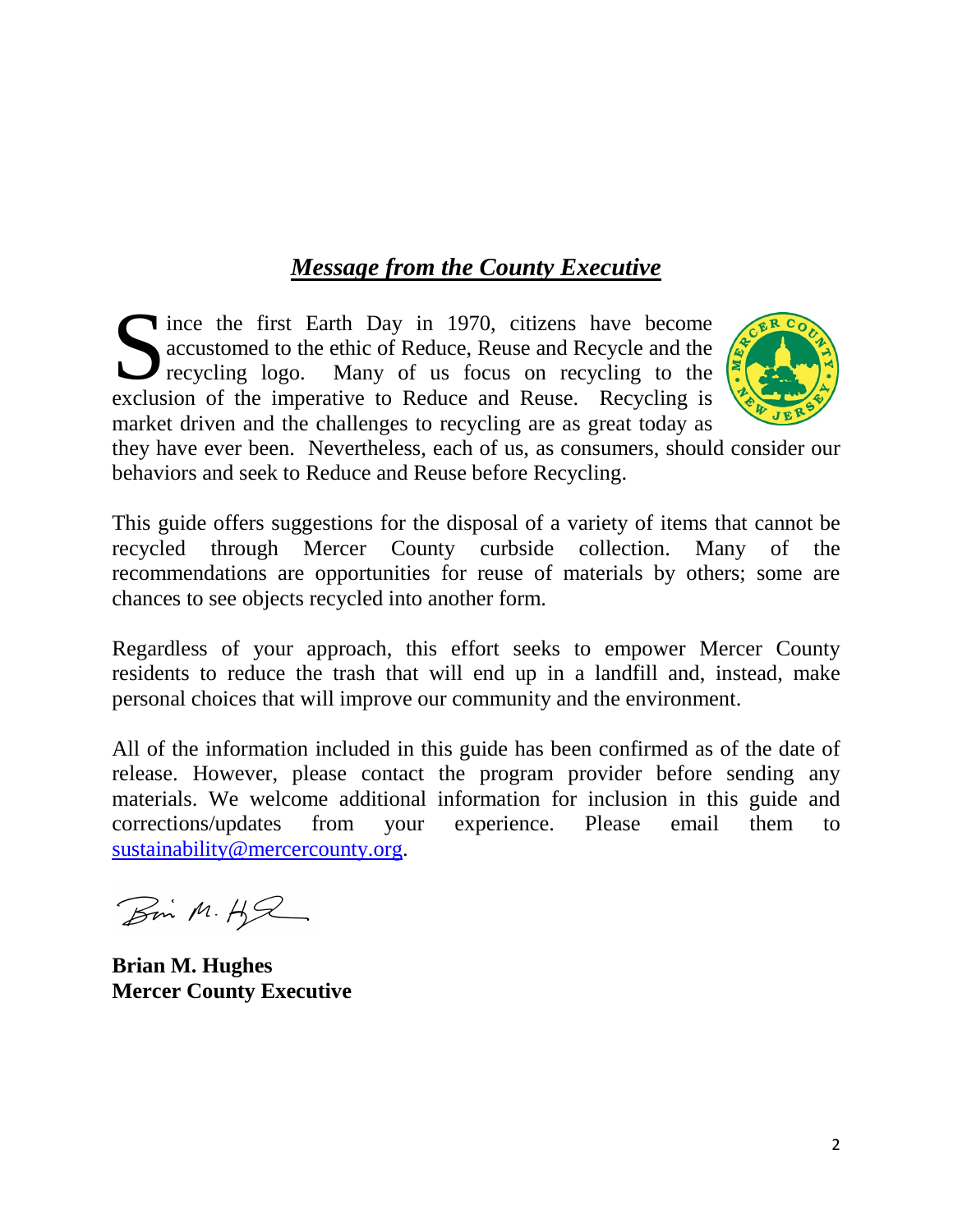## ***Message from the County Executive***

Since the first Earth Day in 1970, citizens have become accustomed to the ethic of Reduce, Reuse and Recycle and the recycling logo. Many of us focus on recycling to the exclusion of the imperative to Reduce and Reuse. Recycling is market driven and the challenges to recycling are as great today as they have ever been. Nevertheless, each of us, as consumers, should consider our behaviors and seek to Reduce and Reuse before Recycling.

This guide offers suggestions for the disposal of a variety of items that cannot be recycled through Mercer County curbside collection. Many of the recommendations are opportunities for reuse of materials by others; some are chances to see objects recycled into another form.

Regardless of your approach, this effort seeks to empower Mercer County residents to reduce the trash that will end up in a landfill and, instead, make personal choices that will improve our community and the environment.

All of the information included in this guide has been confirmed as of the date of release. However, please contact the program provider before sending any materials. We welcome additional information for inclusion in this guide and corrections/updates from your experience. Please email them to sustainability@mercercounty.org.

**Brian M. Hughes**
**Mercer County Executive**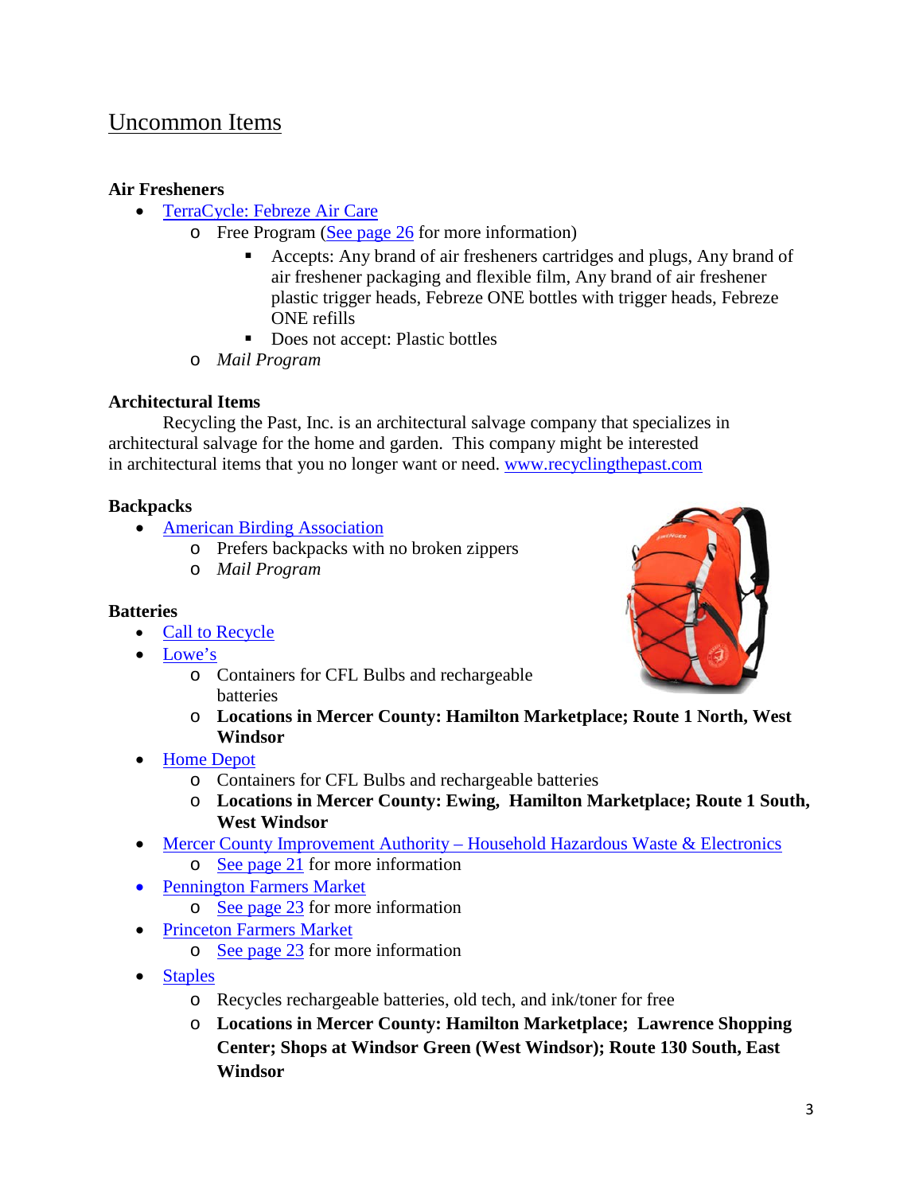## Uncommon Items

**Air Fresheners**

- TerraCycle: Febreze Air Care
  - Free Program (See page 26 for more information)
    - Accepts: Any brand of air fresheners cartridges and plugs, Any brand of air freshener packaging and flexible film, Any brand of air freshener plastic trigger heads, Febreze ONE bottles with trigger heads, Febreze ONE refills
    - Does not accept: Plastic bottles
  - *Mail Program*

**Architectural Items**

Recycling the Past, Inc. is an architectural salvage company that specializes in architectural salvage for the home and garden. This company might be interested in architectural items that you no longer want or need. www.recyclingthepast.com

**Backpacks**

- American Birding Association
  - Prefers backpacks with no broken zippers
  - *Mail Program*

**Batteries**

- Call to Recycle
- Lowe's
  - Containers for CFL Bulbs and rechargeable batteries
  - **Locations in Mercer County: Hamilton Marketplace; Route 1 North, West Windsor**
- Home Depot
  - Containers for CFL Bulbs and rechargeable batteries
  - **Locations in Mercer County: Ewing, Hamilton Marketplace; Route 1 South, West Windsor**
- Mercer County Improvement Authority – Household Hazardous Waste & Electronics
  - See page 21 for more information
- Pennington Farmers Market
  - See page 23 for more information
- Princeton Farmers Market
  - See page 23 for more information
- Staples
  - Recycles rechargeable batteries, old tech, and ink/toner for free
  - **Locations in Mercer County: Hamilton Marketplace; Lawrence Shopping Center; Shops at Windsor Green (West Windsor); Route 130 South, East Windsor**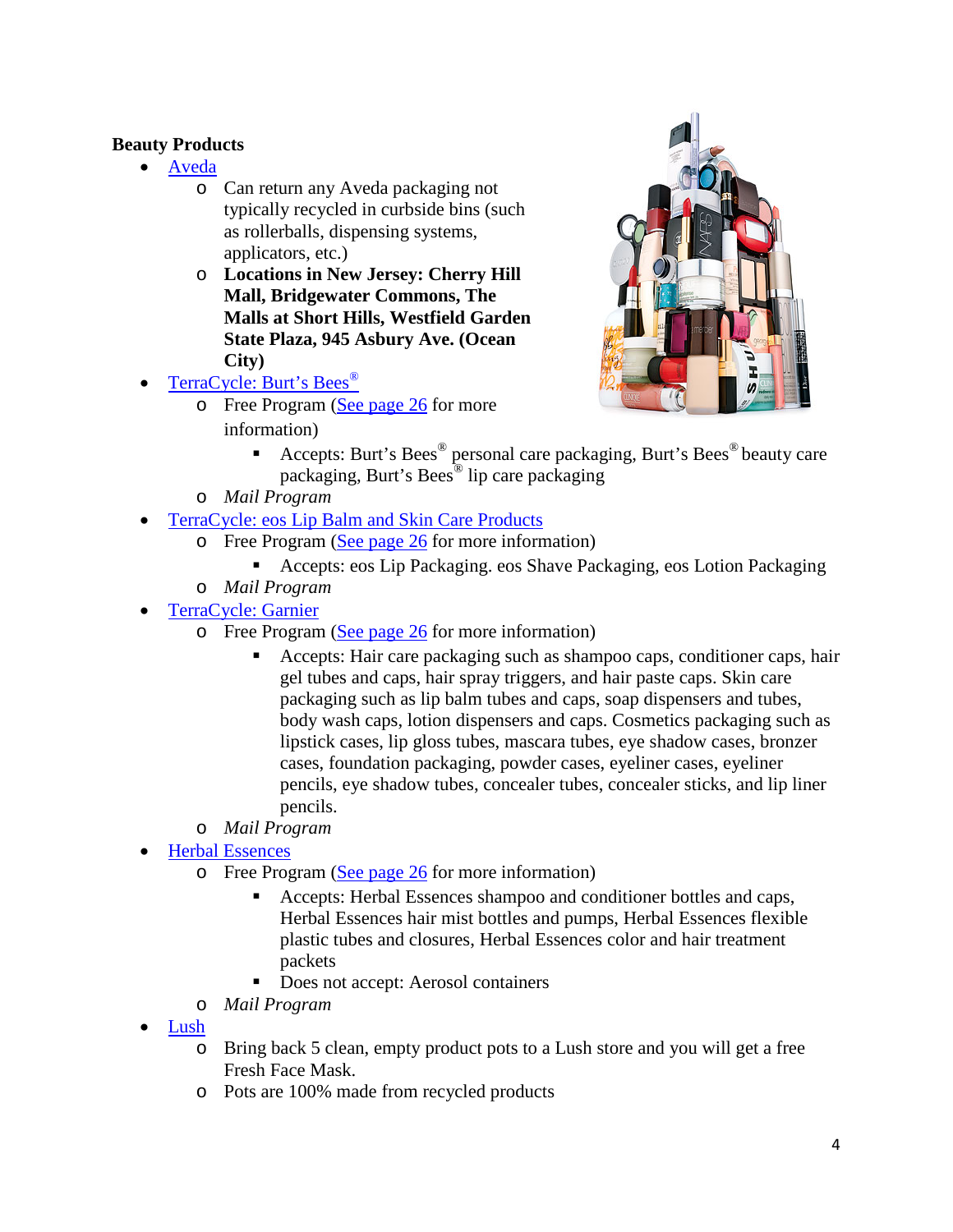**Beauty Products**

- Aveda
  - Can return any Aveda packaging not typically recycled in curbside bins (such as rollerballs, dispensing systems, applicators, etc.)
  - **Locations in New Jersey: Cherry Hill Mall, Bridgewater Commons, The Malls at Short Hills, Westfield Garden State Plaza, 945 Asbury Ave. (Ocean City)**
- TerraCycle: Burt's Bees®
  - Free Program (See page 26 for more information)
    - Accepts: Burt's Bees® personal care packaging, Burt's Bees® beauty care packaging, Burt's Bees® lip care packaging
  - *Mail Program*
- TerraCycle: eos Lip Balm and Skin Care Products
  - Free Program (See page 26 for more information)
    - Accepts: eos Lip Packaging. eos Shave Packaging, eos Lotion Packaging
  - *Mail Program*
- TerraCycle: Garnier
  - Free Program (See page 26 for more information)
    - Accepts: Hair care packaging such as shampoo caps, conditioner caps, hair gel tubes and caps, hair spray triggers, and hair paste caps. Skin care packaging such as lip balm tubes and caps, soap dispensers and tubes, body wash caps, lotion dispensers and caps. Cosmetics packaging such as lipstick cases, lip gloss tubes, mascara tubes, eye shadow cases, bronzer cases, foundation packaging, powder cases, eyeliner cases, eyeliner pencils, eye shadow tubes, concealer tubes, concealer sticks, and lip liner pencils.
  - *Mail Program*
- Herbal Essences
  - Free Program (See page 26 for more information)
    - Accepts: Herbal Essences shampoo and conditioner bottles and caps, Herbal Essences hair mist bottles and pumps, Herbal Essences flexible plastic tubes and closures, Herbal Essences color and hair treatment packets
    - Does not accept: Aerosol containers
  - *Mail Program*
- Lush
  - Bring back 5 clean, empty product pots to a Lush store and you will get a free Fresh Face Mask.
  - Pots are 100% made from recycled products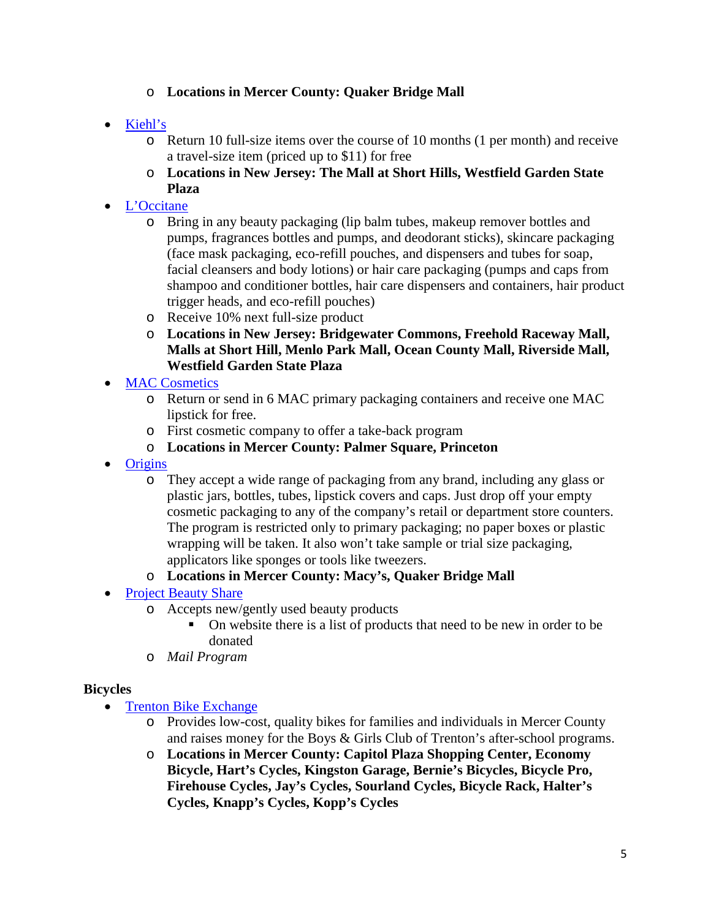- **Locations in Mercer County: Quaker Bridge Mall**

- [Kiehl's]
  - Return 10 full-size items over the course of 10 months (1 per month) and receive a travel-size item (priced up to $11) for free
  - **Locations in New Jersey: The Mall at Short Hills, Westfield Garden State Plaza**
- [L'Occitane]
  - Bring in any beauty packaging (lip balm tubes, makeup remover bottles and pumps, fragrances bottles and pumps, and deodorant sticks), skincare packaging (face mask packaging, eco-refill pouches, and dispensers and tubes for soap, facial cleansers and body lotions) or hair care packaging (pumps and caps from shampoo and conditioner bottles, hair care dispensers and containers, hair product trigger heads, and eco-refill pouches)
  - Receive 10% next full-size product
  - **Locations in New Jersey: Bridgewater Commons, Freehold Raceway Mall, Malls at Short Hill, Menlo Park Mall, Ocean County Mall, Riverside Mall, Westfield Garden State Plaza**
- [MAC Cosmetics]
  - Return or send in 6 MAC primary packaging containers and receive one MAC lipstick for free.
  - First cosmetic company to offer a take-back program
  - **Locations in Mercer County: Palmer Square, Princeton**
- [Origins]
  - They accept a wide range of packaging from any brand, including any glass or plastic jars, bottles, tubes, lipstick covers and caps. Just drop off your empty cosmetic packaging to any of the company's retail or department store counters. The program is restricted only to primary packaging; no paper boxes or plastic wrapping will be taken. It also won't take sample or trial size packaging, applicators like sponges or tools like tweezers.
  - **Locations in Mercer County: Macy's, Quaker Bridge Mall**
- [Project Beauty Share]
  - Accepts new/gently used beauty products
    - On website there is a list of products that need to be new in order to be donated
  - *Mail Program*

**Bicycles**

- [Trenton Bike Exchange]
  - Provides low-cost, quality bikes for families and individuals in Mercer County and raises money for the Boys & Girls Club of Trenton's after-school programs.
  - **Locations in Mercer County: Capitol Plaza Shopping Center, Economy Bicycle, Hart's Cycles, Kingston Garage, Bernie's Bicycles, Bicycle Pro, Firehouse Cycles, Jay's Cycles, Sourland Cycles, Bicycle Rack, Halter's Cycles, Knapp's Cycles, Kopp's Cycles**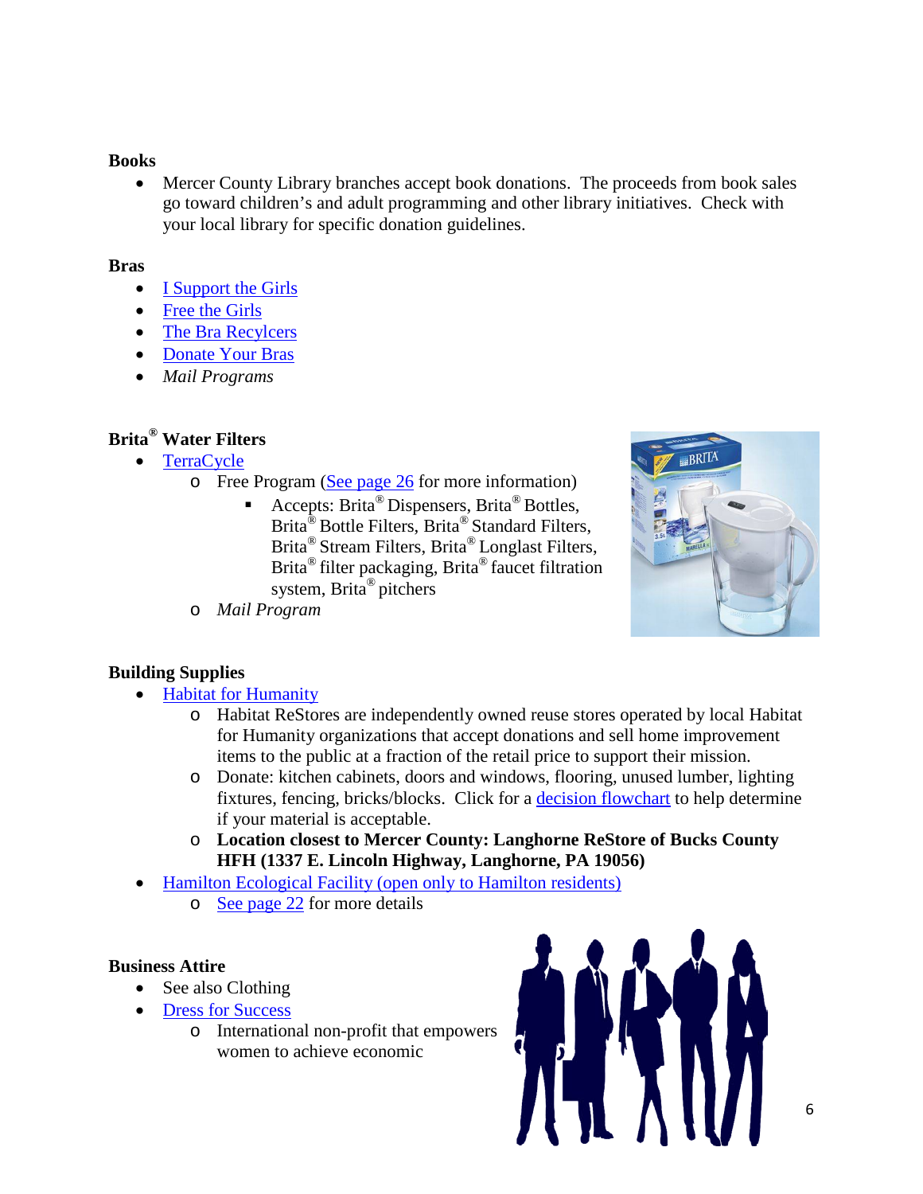**Books**

- Mercer County Library branches accept book donations. The proceeds from book sales go toward children's and adult programming and other library initiatives. Check with your local library for specific donation guidelines.

**Bras**

- I Support the Girls
- Free the Girls
- The Bra Recylcers
- Donate Your Bras
- *Mail Programs*

**Brita® Water Filters**

- TerraCycle
  - Free Program (See page 26 for more information)
    - Accepts: Brita® Dispensers, Brita® Bottles, Brita® Bottle Filters, Brita® Standard Filters, Brita® Stream Filters, Brita® Longlast Filters, Brita® filter packaging, Brita® faucet filtration system, Brita® pitchers
  - *Mail Program*

**Building Supplies**

- Habitat for Humanity
  - Habitat ReStores are independently owned reuse stores operated by local Habitat for Humanity organizations that accept donations and sell home improvement items to the public at a fraction of the retail price to support their mission.
  - Donate: kitchen cabinets, doors and windows, flooring, unused lumber, lighting fixtures, fencing, bricks/blocks. Click for a decision flowchart to help determine if your material is acceptable.
  - **Location closest to Mercer County: Langhorne ReStore of Bucks County HFH (1337 E. Lincoln Highway, Langhorne, PA 19056)**
- Hamilton Ecological Facility (open only to Hamilton residents)
  - See page 22 for more details

**Business Attire**

- See also Clothing
- Dress for Success
  - International non-profit that empowers women to achieve economic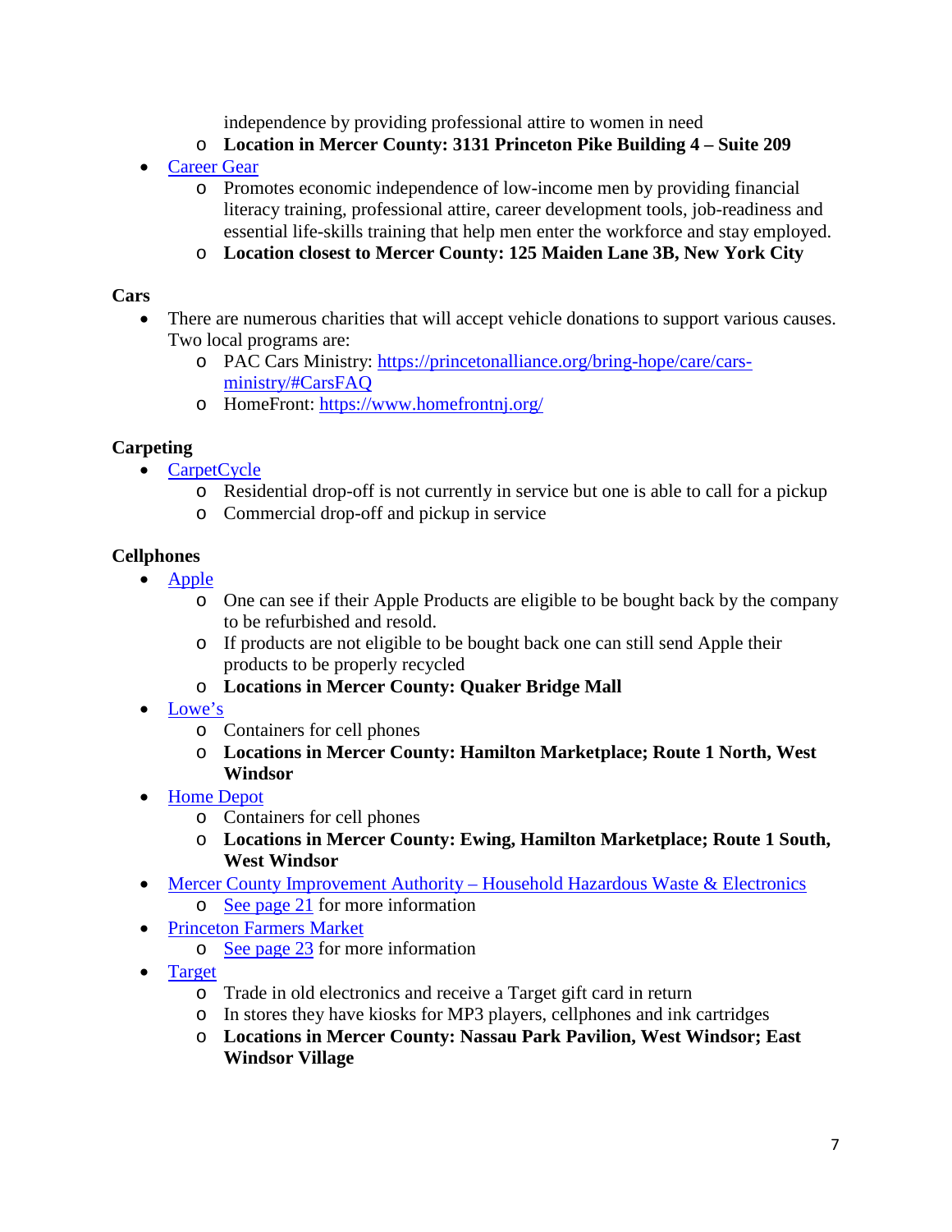independence by providing professional attire to women in need
  - **Location in Mercer County: 3131 Princeton Pike Building 4 – Suite 209**

- [Career Gear](#)
  - Promotes economic independence of low-income men by providing financial literacy training, professional attire, career development tools, job-readiness and essential life-skills training that help men enter the workforce and stay employed.
  - **Location closest to Mercer County: 125 Maiden Lane 3B, New York City**

**Cars**

- There are numerous charities that will accept vehicle donations to support various causes. Two local programs are:
  - PAC Cars Ministry: [https://princetonalliance.org/bring-hope/care/cars-ministry/#CarsFAQ](https://princetonalliance.org/bring-hope/care/cars-ministry/#CarsFAQ)
  - HomeFront: [https://www.homefrontnj.org/](https://www.homefrontnj.org/)

**Carpeting**

- [CarpetCycle](#)
  - Residential drop-off is not currently in service but one is able to call for a pickup
  - Commercial drop-off and pickup in service

**Cellphones**

- [Apple](#)
  - One can see if their Apple Products are eligible to be bought back by the company to be refurbished and resold.
  - If products are not eligible to be bought back one can still send Apple their products to be properly recycled
  - **Locations in Mercer County: Quaker Bridge Mall**
- [Lowe's](#)
  - Containers for cell phones
  - **Locations in Mercer County: Hamilton Marketplace; Route 1 North, West Windsor**
- [Home Depot](#)
  - Containers for cell phones
  - **Locations in Mercer County: Ewing, Hamilton Marketplace; Route 1 South, West Windsor**
- [Mercer County Improvement Authority – Household Hazardous Waste & Electronics](#)
  - [See page 21](#) for more information
- [Princeton Farmers Market](#)
  - [See page 23](#) for more information
- [Target](#)
  - Trade in old electronics and receive a Target gift card in return
  - In stores they have kiosks for MP3 players, cellphones and ink cartridges
  - **Locations in Mercer County: Nassau Park Pavilion, West Windsor; East Windsor Village**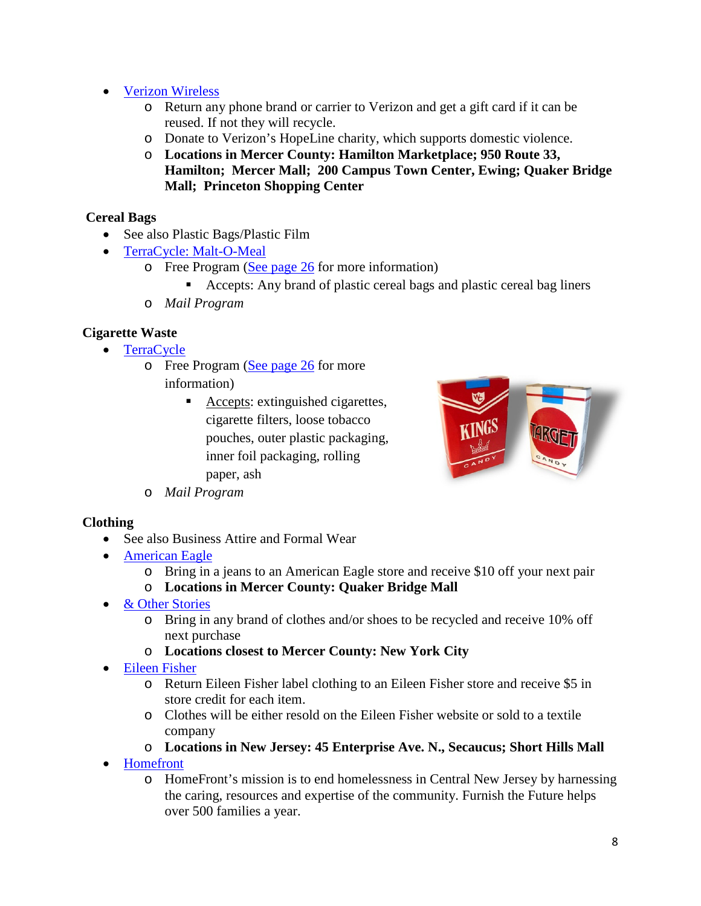- Verizon Wireless
  - Return any phone brand or carrier to Verizon and get a gift card if it can be reused. If not they will recycle.
  - Donate to Verizon's HopeLine charity, which supports domestic violence.
  - **Locations in Mercer County: Hamilton Marketplace; 950 Route 33, Hamilton; Mercer Mall; 200 Campus Town Center, Ewing; Quaker Bridge Mall; Princeton Shopping Center**

**Cereal Bags**

- See also Plastic Bags/Plastic Film
- TerraCycle: Malt-O-Meal
  - Free Program (See page 26 for more information)
    - Accepts: Any brand of plastic cereal bags and plastic cereal bag liners
  - *Mail Program*

**Cigarette Waste**

- TerraCycle
  - Free Program (See page 26 for more information)
    - Accepts: extinguished cigarettes, cigarette filters, loose tobacco pouches, outer plastic packaging, inner foil packaging, rolling paper, ash
  - *Mail Program*

**Clothing**

- See also Business Attire and Formal Wear
- American Eagle
  - Bring in a jeans to an American Eagle store and receive $10 off your next pair
  - **Locations in Mercer County: Quaker Bridge Mall**
- & Other Stories
  - Bring in any brand of clothes and/or shoes to be recycled and receive 10% off next purchase
  - **Locations closest to Mercer County: New York City**
- Eileen Fisher
  - Return Eileen Fisher label clothing to an Eileen Fisher store and receive $5 in store credit for each item.
  - Clothes will be either resold on the Eileen Fisher website or sold to a textile company
  - **Locations in New Jersey: 45 Enterprise Ave. N., Secaucus; Short Hills Mall**
- Homefront
  - HomeFront's mission is to end homelessness in Central New Jersey by harnessing the caring, resources and expertise of the community. Furnish the Future helps over 500 families a year.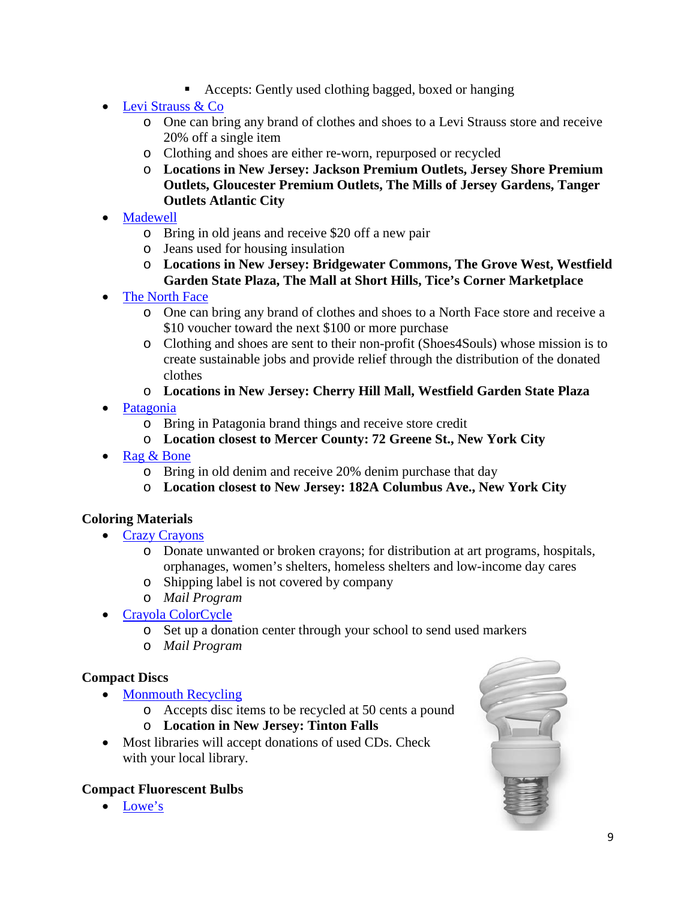- Accepts: Gently used clothing bagged, boxed or hanging
- [Levi Strauss & Co]
    - One can bring any brand of clothes and shoes to a Levi Strauss store and receive 20% off a single item
    - Clothing and shoes are either re-worn, repurposed or recycled
    - **Locations in New Jersey: Jackson Premium Outlets, Jersey Shore Premium Outlets, Gloucester Premium Outlets, The Mills of Jersey Gardens, Tanger Outlets Atlantic City**
- [Madewell]
    - Bring in old jeans and receive $20 off a new pair
    - Jeans used for housing insulation
    - **Locations in New Jersey: Bridgewater Commons, The Grove West, Westfield Garden State Plaza, The Mall at Short Hills, Tice's Corner Marketplace**
- [The North Face]
    - One can bring any brand of clothes and shoes to a North Face store and receive a $10 voucher toward the next $100 or more purchase
    - Clothing and shoes are sent to their non-profit (Shoes4Souls) whose mission is to create sustainable jobs and provide relief through the distribution of the donated clothes
    - **Locations in New Jersey: Cherry Hill Mall, Westfield Garden State Plaza**
- [Patagonia]
    - Bring in Patagonia brand things and receive store credit
    - **Location closest to Mercer County: 72 Greene St., New York City**
- [Rag & Bone]
    - Bring in old denim and receive 20% denim purchase that day
    - **Location closest to New Jersey: 182A Columbus Ave., New York City**

### Coloring Materials

- [Crazy Crayons]
    - Donate unwanted or broken crayons; for distribution at art programs, hospitals, orphanages, women's shelters, homeless shelters and low-income day cares
    - Shipping label is not covered by company
    - *Mail Program*
- [Crayola ColorCycle]
    - Set up a donation center through your school to send used markers
    - *Mail Program*

### Compact Discs

- [Monmouth Recycling]
    - Accepts disc items to be recycled at 50 cents a pound
    - **Location in New Jersey: Tinton Falls**
- Most libraries will accept donations of used CDs. Check with your local library.

### Compact Fluorescent Bulbs

- [Lowe's]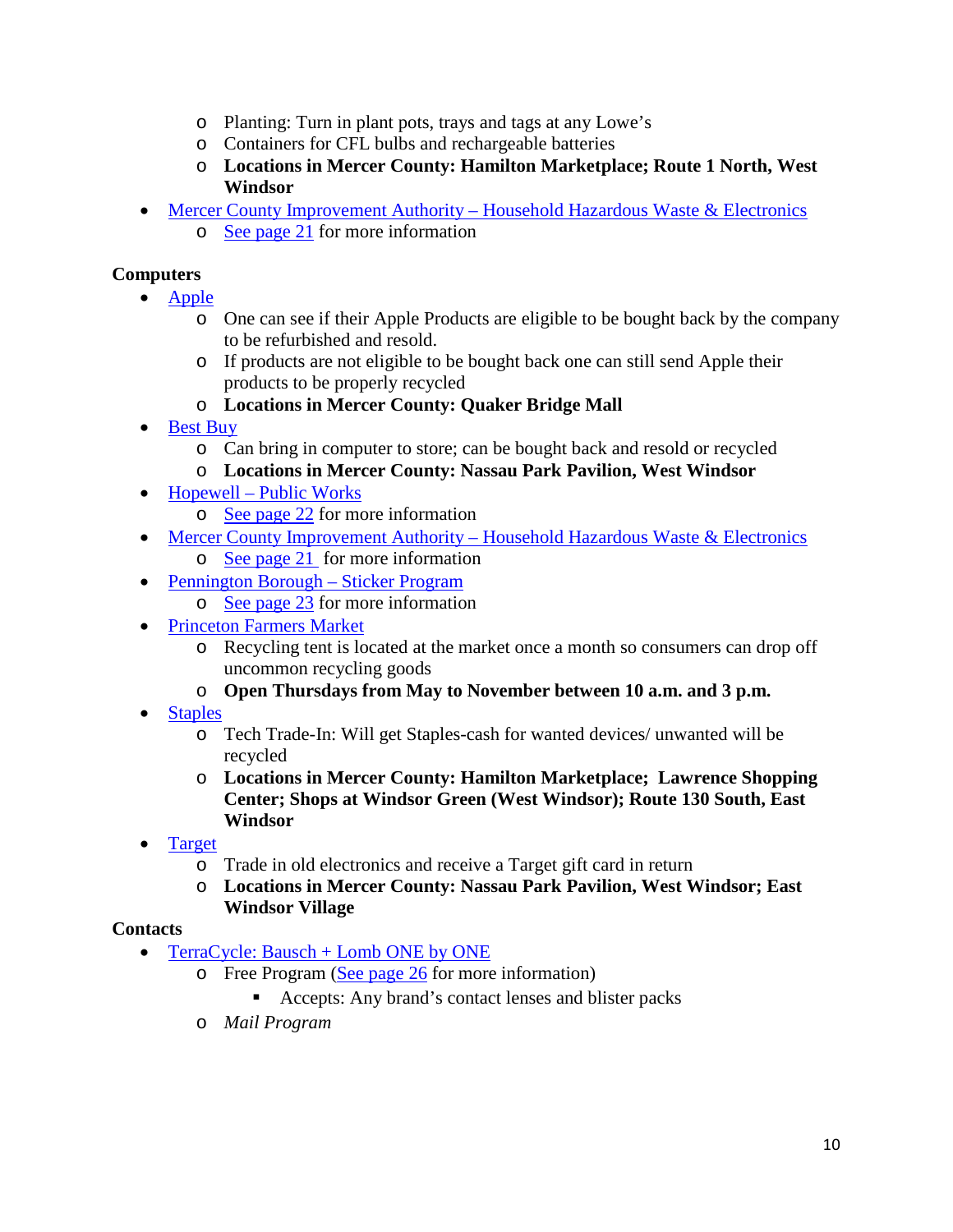- Planting: Turn in plant pots, trays and tags at any Lowe's
  - Containers for CFL bulbs and rechargeable batteries
  - **Locations in Mercer County: Hamilton Marketplace; Route 1 North, West Windsor**
- Mercer County Improvement Authority – Household Hazardous Waste & Electronics
  - See page 21 for more information

**Computers**

- Apple
  - One can see if their Apple Products are eligible to be bought back by the company to be refurbished and resold.
  - If products are not eligible to be bought back one can still send Apple their products to be properly recycled
  - **Locations in Mercer County: Quaker Bridge Mall**
- Best Buy
  - Can bring in computer to store; can be bought back and resold or recycled
  - **Locations in Mercer County: Nassau Park Pavilion, West Windsor**
- Hopewell – Public Works
  - See page 22 for more information
- Mercer County Improvement Authority – Household Hazardous Waste & Electronics
  - See page 21 for more information
- Pennington Borough – Sticker Program
  - See page 23 for more information
- Princeton Farmers Market
  - Recycling tent is located at the market once a month so consumers can drop off uncommon recycling goods
  - **Open Thursdays from May to November between 10 a.m. and 3 p.m.**
- Staples
  - Tech Trade-In: Will get Staples-cash for wanted devices/ unwanted will be recycled
  - **Locations in Mercer County: Hamilton Marketplace; Lawrence Shopping Center; Shops at Windsor Green (West Windsor); Route 130 South, East Windsor**
- Target
  - Trade in old electronics and receive a Target gift card in return
  - **Locations in Mercer County: Nassau Park Pavilion, West Windsor; East Windsor Village**

**Contacts**

- TerraCycle: Bausch + Lomb ONE by ONE
  - Free Program (See page 26 for more information)
    - Accepts: Any brand's contact lenses and blister packs
  - *Mail Program*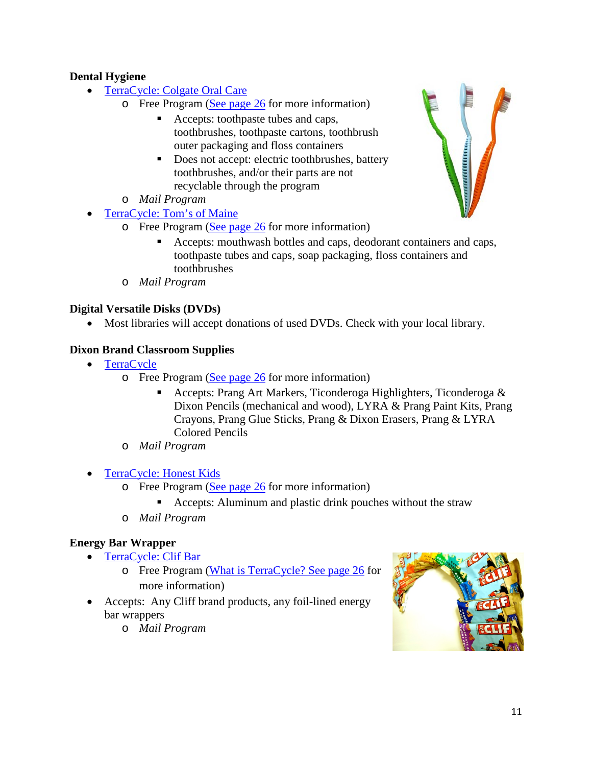**Dental Hygiene**

- [TerraCycle: Colgate Oral Care]
  - Free Program ([See page 26] for more information)
    - Accepts: toothpaste tubes and caps, toothbrushes, toothpaste cartons, toothbrush outer packaging and floss containers
    - Does not accept: electric toothbrushes, battery toothbrushes, and/or their parts are not recyclable through the program
  - *Mail Program*
- [TerraCycle: Tom's of Maine]
  - Free Program ([See page 26] for more information)
    - Accepts: mouthwash bottles and caps, deodorant containers and caps, toothpaste tubes and caps, soap packaging, floss containers and toothbrushes
  - *Mail Program*

**Digital Versatile Disks (DVDs)**

- Most libraries will accept donations of used DVDs. Check with your local library.

**Dixon Brand Classroom Supplies**

- [TerraCycle]
  - Free Program ([See page 26] for more information)
    - Accepts: Prang Art Markers, Ticonderoga Highlighters, Ticonderoga & Dixon Pencils (mechanical and wood), LYRA & Prang Paint Kits, Prang Crayons, Prang Glue Sticks, Prang & Dixon Erasers, Prang & LYRA Colored Pencils
  - *Mail Program*

- [TerraCycle: Honest Kids]
  - Free Program ([See page 26] for more information)
    - Accepts: Aluminum and plastic drink pouches without the straw
  - *Mail Program*

**Energy Bar Wrapper**

- [TerraCycle: Clif Bar]
  - Free Program ([What is TerraCycle? See page 26] for more information)
- Accepts: Any Cliff brand products, any foil-lined energy bar wrappers
  - *Mail Program*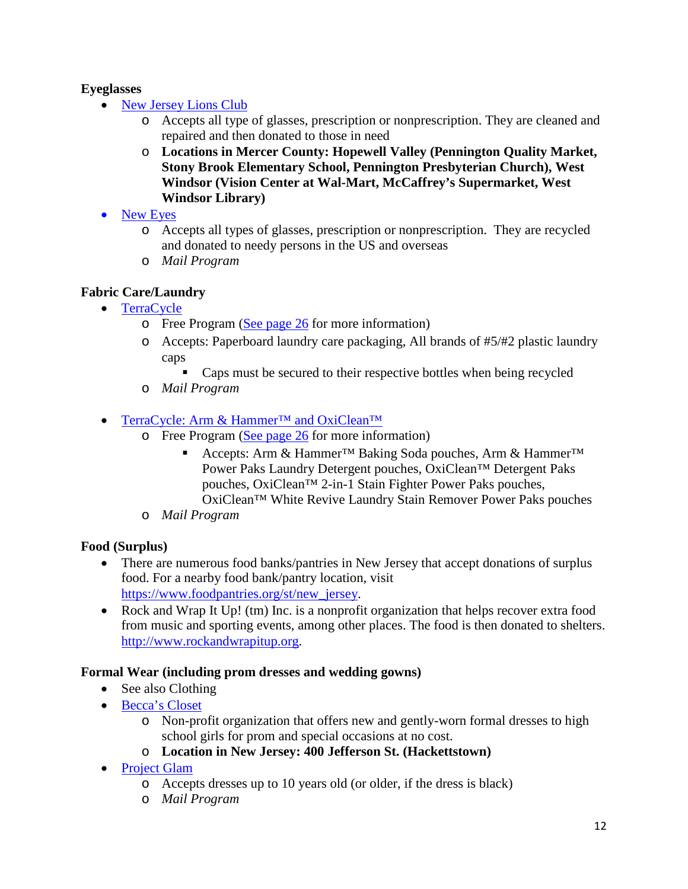**Eyeglasses**

- [New Jersey Lions Club]
  - Accepts all type of glasses, prescription or nonprescription. They are cleaned and repaired and then donated to those in need
  - **Locations in Mercer County: Hopewell Valley (Pennington Quality Market, Stony Brook Elementary School, Pennington Presbyterian Church), West Windsor (Vision Center at Wal-Mart, McCaffrey's Supermarket, West Windsor Library)**
- [New Eyes]
  - Accepts all types of glasses, prescription or nonprescription. They are recycled and donated to needy persons in the US and overseas
  - *Mail Program*

**Fabric Care/Laundry**

- [TerraCycle]
  - Free Program (See page 26 for more information)
  - Accepts: Paperboard laundry care packaging, All brands of #5/#2 plastic laundry caps
    - Caps must be secured to their respective bottles when being recycled
  - *Mail Program*

- [TerraCycle: Arm & Hammer™ and OxiClean™]
  - Free Program (See page 26 for more information)
    - Accepts: Arm & Hammer™ Baking Soda pouches, Arm & Hammer™ Power Paks Laundry Detergent pouches, OxiClean™ Detergent Paks pouches, OxiClean™ 2-in-1 Stain Fighter Power Paks pouches, OxiClean™ White Revive Laundry Stain Remover Power Paks pouches
  - *Mail Program*

**Food (Surplus)**

- There are numerous food banks/pantries in New Jersey that accept donations of surplus food. For a nearby food bank/pantry location, visit https://www.foodpantries.org/st/new_jersey.
- Rock and Wrap It Up! (tm) Inc. is a nonprofit organization that helps recover extra food from music and sporting events, among other places. The food is then donated to shelters. http://www.rockandwrapitup.org.

**Formal Wear (including prom dresses and wedding gowns)**

- See also Clothing
- [Becca's Closet]
  - Non-profit organization that offers new and gently-worn formal dresses to high school girls for prom and special occasions at no cost.
  - **Location in New Jersey: 400 Jefferson St. (Hackettstown)**
- [Project Glam]
  - Accepts dresses up to 10 years old (or older, if the dress is black)
  - *Mail Program*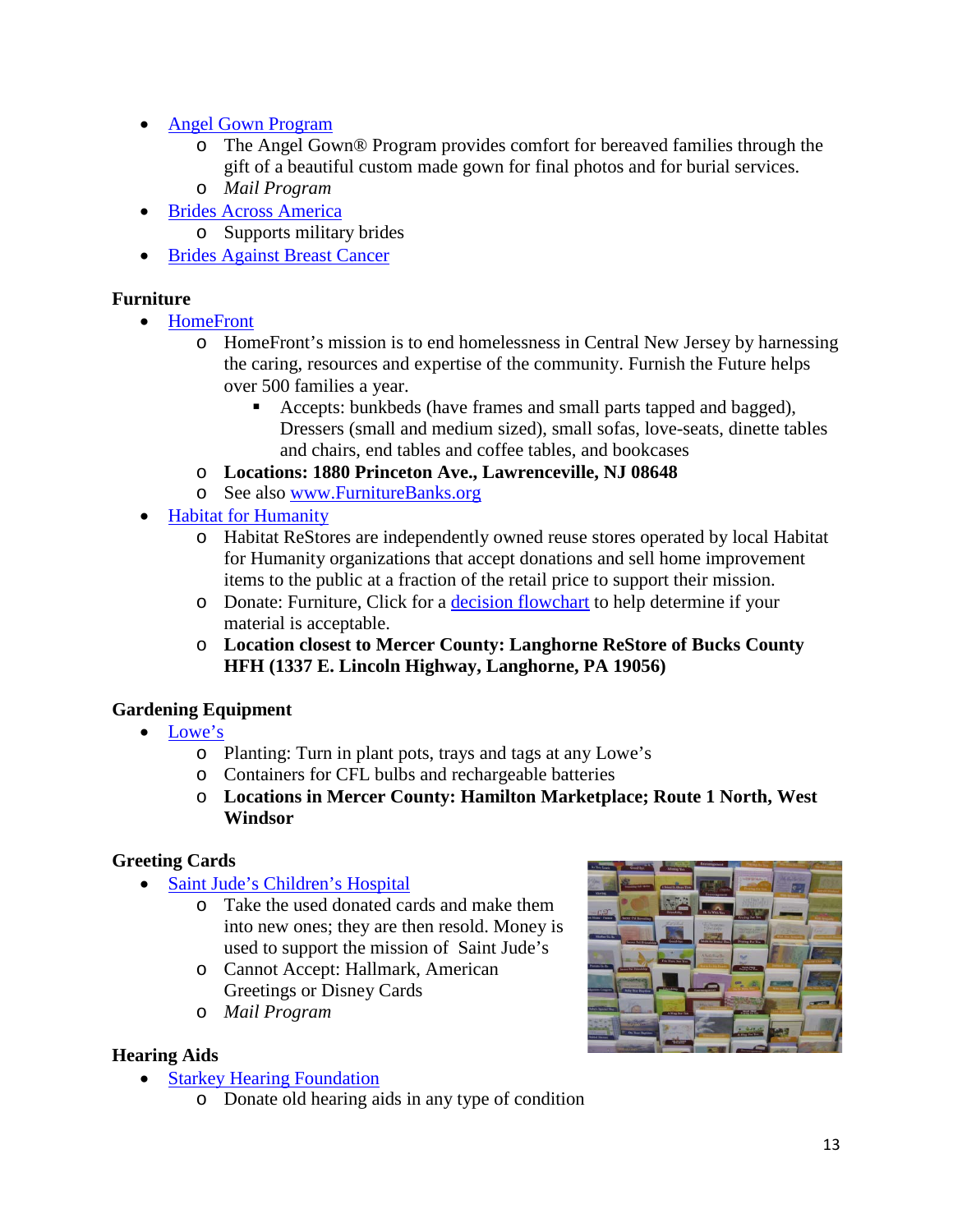- Angel Gown Program
  - The Angel Gown® Program provides comfort for bereaved families through the gift of a beautiful custom made gown for final photos and for burial services.
  - *Mail Program*
- Brides Across America
  - Supports military brides
- Brides Against Breast Cancer

**Furniture**

- HomeFront
  - HomeFront's mission is to end homelessness in Central New Jersey by harnessing the caring, resources and expertise of the community. Furnish the Future helps over 500 families a year.
    - Accepts: bunkbeds (have frames and small parts tapped and bagged), Dressers (small and medium sized), small sofas, love-seats, dinette tables and chairs, end tables and coffee tables, and bookcases
  - **Locations: 1880 Princeton Ave., Lawrenceville, NJ 08648**
  - See also www.FurnitureBanks.org
- Habitat for Humanity
  - Habitat ReStores are independently owned reuse stores operated by local Habitat for Humanity organizations that accept donations and sell home improvement items to the public at a fraction of the retail price to support their mission.
  - Donate: Furniture, Click for a decision flowchart to help determine if your material is acceptable.
  - **Location closest to Mercer County: Langhorne ReStore of Bucks County HFH (1337 E. Lincoln Highway, Langhorne, PA 19056)**

**Gardening Equipment**

- Lowe's
  - Planting: Turn in plant pots, trays and tags at any Lowe's
  - Containers for CFL bulbs and rechargeable batteries
  - **Locations in Mercer County: Hamilton Marketplace; Route 1 North, West Windsor**

**Greeting Cards**

- Saint Jude's Children's Hospital
  - Take the used donated cards and make them into new ones; they are then resold. Money is used to support the mission of Saint Jude's
  - Cannot Accept: Hallmark, American Greetings or Disney Cards
  - *Mail Program*

**Hearing Aids**

- Starkey Hearing Foundation
  - Donate old hearing aids in any type of condition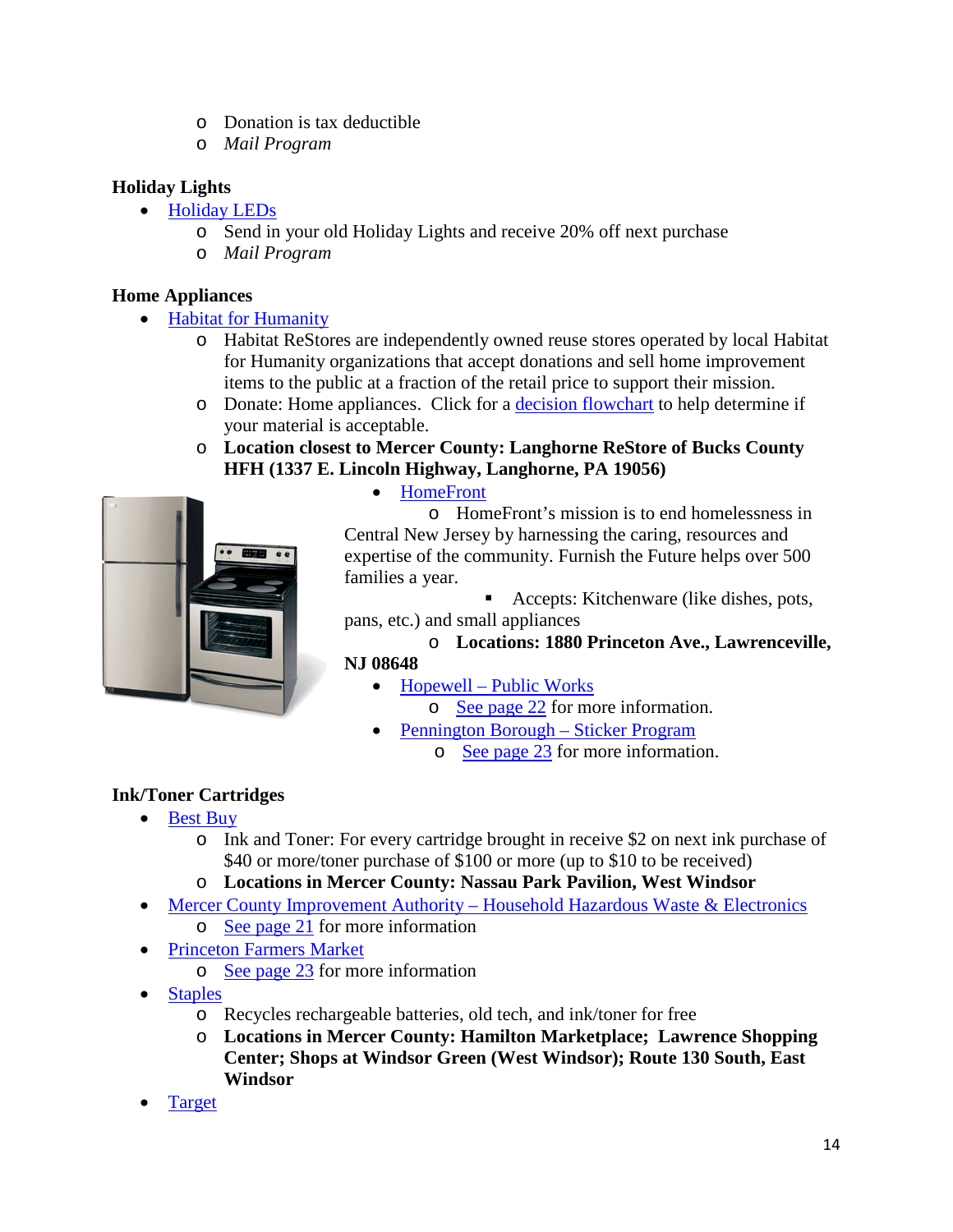- Donation is tax deductible
- *Mail Program*

**Holiday Lights**

- Holiday LEDs
  - Send in your old Holiday Lights and receive 20% off next purchase
  - *Mail Program*

**Home Appliances**

- Habitat for Humanity
  - Habitat ReStores are independently owned reuse stores operated by local Habitat for Humanity organizations that accept donations and sell home improvement items to the public at a fraction of the retail price to support their mission.
  - Donate: Home appliances. Click for a decision flowchart to help determine if your material is acceptable.
  - **Location closest to Mercer County: Langhorne ReStore of Bucks County HFH (1337 E. Lincoln Highway, Langhorne, PA 19056)**
- HomeFront
  - HomeFront's mission is to end homelessness in Central New Jersey by harnessing the caring, resources and expertise of the community. Furnish the Future helps over 500 families a year.
    - Accepts: Kitchenware (like dishes, pots, pans, etc.) and small appliances
  - **Locations: 1880 Princeton Ave., Lawrenceville, NJ 08648**
- Hopewell – Public Works
  - See page 22 for more information.
- Pennington Borough – Sticker Program
  - See page 23 for more information.

**Ink/Toner Cartridges**

- Best Buy
  - Ink and Toner: For every cartridge brought in receive $2 on next ink purchase of $40 or more/toner purchase of $100 or more (up to $10 to be received)
  - **Locations in Mercer County: Nassau Park Pavilion, West Windsor**
- Mercer County Improvement Authority – Household Hazardous Waste & Electronics
  - See page 21 for more information
- Princeton Farmers Market
  - See page 23 for more information
- Staples
  - Recycles rechargeable batteries, old tech, and ink/toner for free
  - **Locations in Mercer County: Hamilton Marketplace; Lawrence Shopping Center; Shops at Windsor Green (West Windsor); Route 130 South, East Windsor**
- Target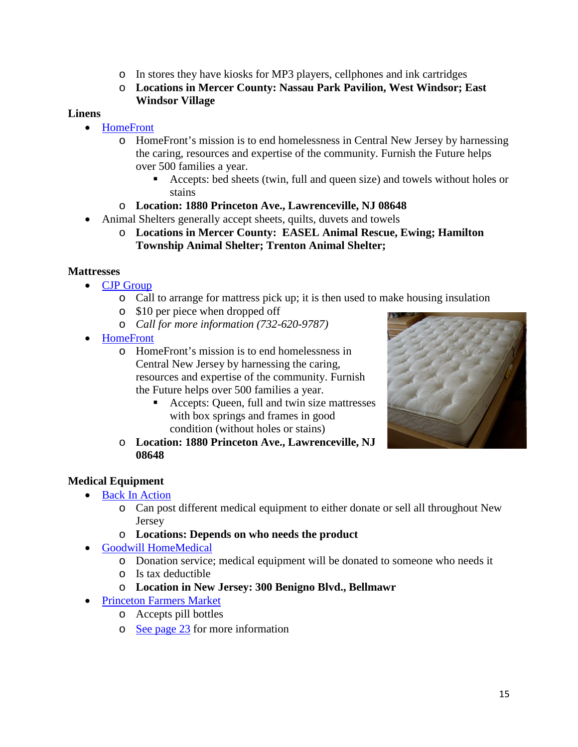- In stores they have kiosks for MP3 players, cellphones and ink cartridges
    - **Locations in Mercer County: Nassau Park Pavilion, West Windsor; East Windsor Village**

**Linens**

- [HomeFront]
    - HomeFront's mission is to end homelessness in Central New Jersey by harnessing the caring, resources and expertise of the community. Furnish the Future helps over 500 families a year.
        - Accepts: bed sheets (twin, full and queen size) and towels without holes or stains
    - **Location: 1880 Princeton Ave., Lawrenceville, NJ 08648**
- Animal Shelters generally accept sheets, quilts, duvets and towels
    - **Locations in Mercer County: EASEL Animal Rescue, Ewing; Hamilton Township Animal Shelter; Trenton Animal Shelter;**

**Mattresses**

- [CJP Group]
    - Call to arrange for mattress pick up; it is then used to make housing insulation
    - $10 per piece when dropped off
    - *Call for more information (732-620-9787)*
- [HomeFront]
    - HomeFront's mission is to end homelessness in Central New Jersey by harnessing the caring, resources and expertise of the community. Furnish the Future helps over 500 families a year.
        - Accepts: Queen, full and twin size mattresses with box springs and frames in good condition (without holes or stains)
    - **Location: 1880 Princeton Ave., Lawrenceville, NJ 08648**

**Medical Equipment**

- [Back In Action]
    - Can post different medical equipment to either donate or sell all throughout New Jersey
    - **Locations: Depends on who needs the product**
- [Goodwill HomeMedical]
    - Donation service; medical equipment will be donated to someone who needs it
    - Is tax deductible
    - **Location in New Jersey: 300 Benigno Blvd., Bellmawr**
- [Princeton Farmers Market]
    - Accepts pill bottles
    - [See page 23] for more information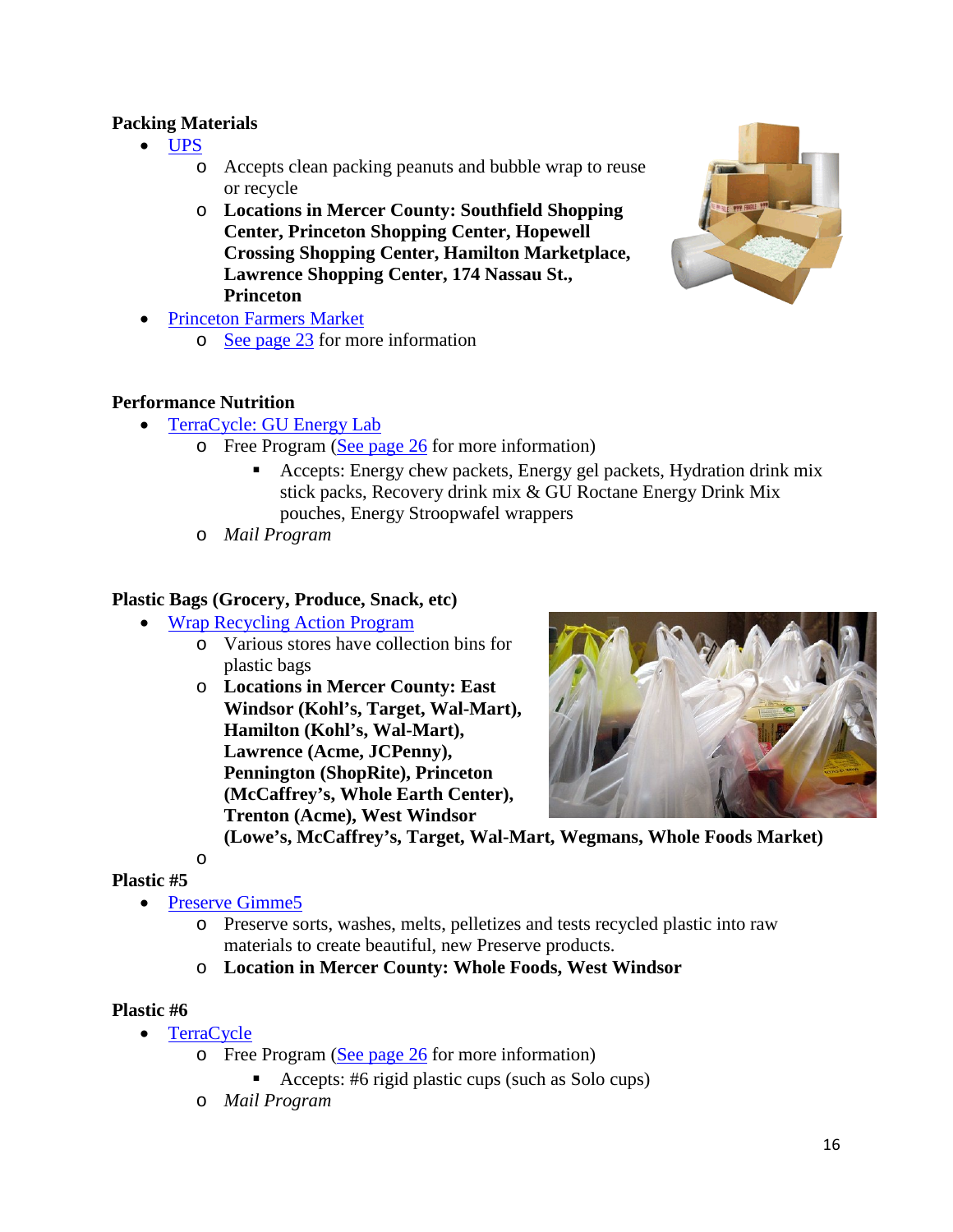**Packing Materials**

- [UPS]
  - Accepts clean packing peanuts and bubble wrap to reuse or recycle
  - **Locations in Mercer County: Southfield Shopping Center, Princeton Shopping Center, Hopewell Crossing Shopping Center, Hamilton Marketplace, Lawrence Shopping Center, 174 Nassau St., Princeton**
- Princeton Farmers Market
  - See page 23 for more information

**Performance Nutrition**

- TerraCycle: GU Energy Lab
  - Free Program (See page 26 for more information)
    - Accepts: Energy chew packets, Energy gel packets, Hydration drink mix stick packs, Recovery drink mix & GU Roctane Energy Drink Mix pouches, Energy Stroopwafel wrappers
  - *Mail Program*

**Plastic Bags (Grocery, Produce, Snack, etc)**

- Wrap Recycling Action Program
  - Various stores have collection bins for plastic bags
  - **Locations in Mercer County: East Windsor (Kohl's, Target, Wal-Mart), Hamilton (Kohl's, Wal-Mart), Lawrence (Acme, JCPenny), Pennington (ShopRite), Princeton (McCaffrey's, Whole Earth Center), Trenton (Acme), West Windsor (Lowe's, McCaffrey's, Target, Wal-Mart, Wegmans, Whole Foods Market)**

**Plastic #5**

- Preserve Gimme5
  - Preserve sorts, washes, melts, pelletizes and tests recycled plastic into raw materials to create beautiful, new Preserve products.
  - **Location in Mercer County: Whole Foods, West Windsor**

**Plastic #6**

- TerraCycle
  - Free Program (See page 26 for more information)
    - Accepts: #6 rigid plastic cups (such as Solo cups)
  - *Mail Program*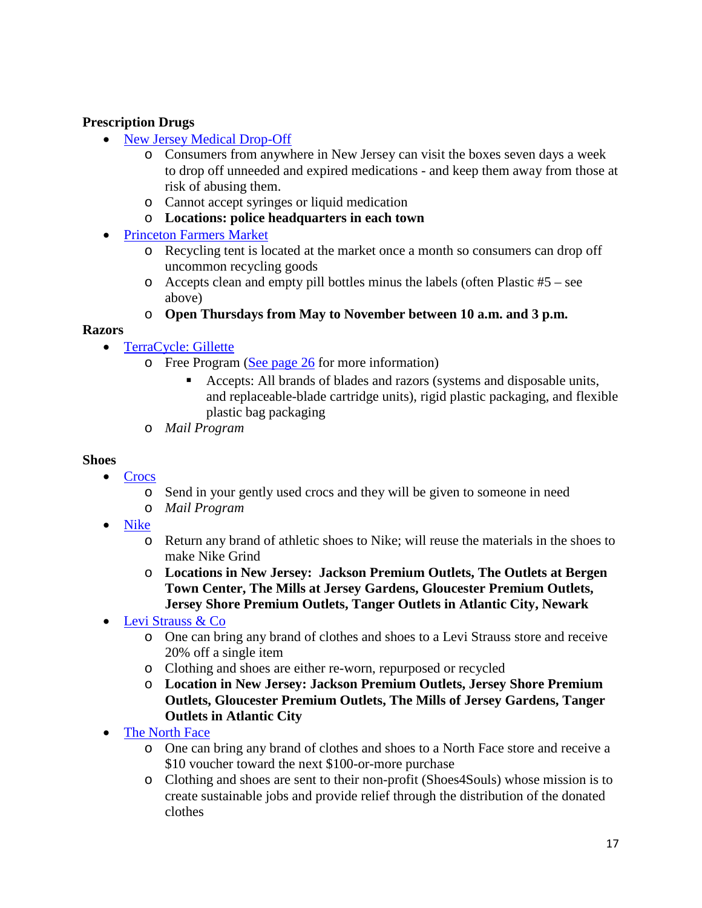**Prescription Drugs**

- New Jersey Medical Drop-Off
  - Consumers from anywhere in New Jersey can visit the boxes seven days a week to drop off unneeded and expired medications - and keep them away from those at risk of abusing them.
  - Cannot accept syringes or liquid medication
  - **Locations: police headquarters in each town**
- Princeton Farmers Market
  - Recycling tent is located at the market once a month so consumers can drop off uncommon recycling goods
  - Accepts clean and empty pill bottles minus the labels (often Plastic #5 – see above)
  - **Open Thursdays from May to November between 10 a.m. and 3 p.m.**

**Razors**

- TerraCycle: Gillette
  - Free Program (See page 26 for more information)
    - Accepts: All brands of blades and razors (systems and disposable units, and replaceable-blade cartridge units), rigid plastic packaging, and flexible plastic bag packaging
  - *Mail Program*

**Shoes**

- Crocs
  - Send in your gently used crocs and they will be given to someone in need
  - *Mail Program*
- Nike
  - Return any brand of athletic shoes to Nike; will reuse the materials in the shoes to make Nike Grind
  - **Locations in New Jersey: Jackson Premium Outlets, The Outlets at Bergen Town Center, The Mills at Jersey Gardens, Gloucester Premium Outlets, Jersey Shore Premium Outlets, Tanger Outlets in Atlantic City, Newark**
- Levi Strauss & Co
  - One can bring any brand of clothes and shoes to a Levi Strauss store and receive 20% off a single item
  - Clothing and shoes are either re-worn, repurposed or recycled
  - **Location in New Jersey: Jackson Premium Outlets, Jersey Shore Premium Outlets, Gloucester Premium Outlets, The Mills of Jersey Gardens, Tanger Outlets in Atlantic City**
- The North Face
  - One can bring any brand of clothes and shoes to a North Face store and receive a $10 voucher toward the next $100-or-more purchase
  - Clothing and shoes are sent to their non-profit (Shoes4Souls) whose mission is to create sustainable jobs and provide relief through the distribution of the donated clothes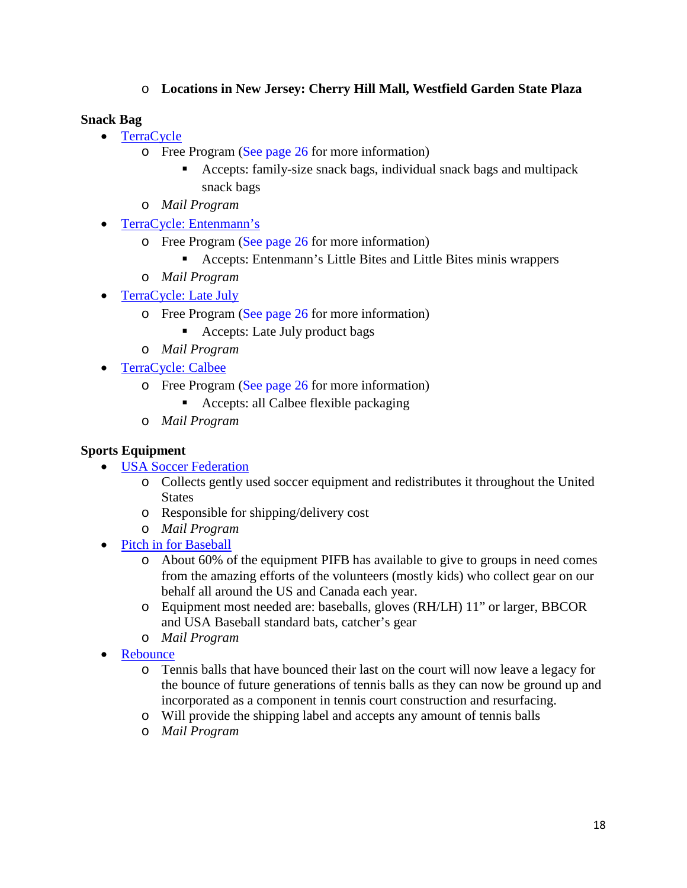- **Locations in New Jersey: Cherry Hill Mall, Westfield Garden State Plaza**

**Snack Bag**

- TerraCycle
  - Free Program (See page 26 for more information)
    - Accepts: family-size snack bags, individual snack bags and multipack snack bags
  - *Mail Program*
- TerraCycle: Entenmann's
  - Free Program (See page 26 for more information)
    - Accepts: Entenmann's Little Bites and Little Bites minis wrappers
  - *Mail Program*
- TerraCycle: Late July
  - Free Program (See page 26 for more information)
    - Accepts: Late July product bags
  - *Mail Program*
- TerraCycle: Calbee
  - Free Program (See page 26 for more information)
    - Accepts: all Calbee flexible packaging
  - *Mail Program*

**Sports Equipment**

- USA Soccer Federation
  - Collects gently used soccer equipment and redistributes it throughout the United States
  - Responsible for shipping/delivery cost
  - *Mail Program*
- Pitch in for Baseball
  - About 60% of the equipment PIFB has available to give to groups in need comes from the amazing efforts of the volunteers (mostly kids) who collect gear on our behalf all around the US and Canada each year.
  - Equipment most needed are: baseballs, gloves (RH/LH) 11" or larger, BBCOR and USA Baseball standard bats, catcher's gear
  - *Mail Program*
- Rebounce
  - Tennis balls that have bounced their last on the court will now leave a legacy for the bounce of future generations of tennis balls as they can now be ground up and incorporated as a component in tennis court construction and resurfacing.
  - Will provide the shipping label and accepts any amount of tennis balls
  - *Mail Program*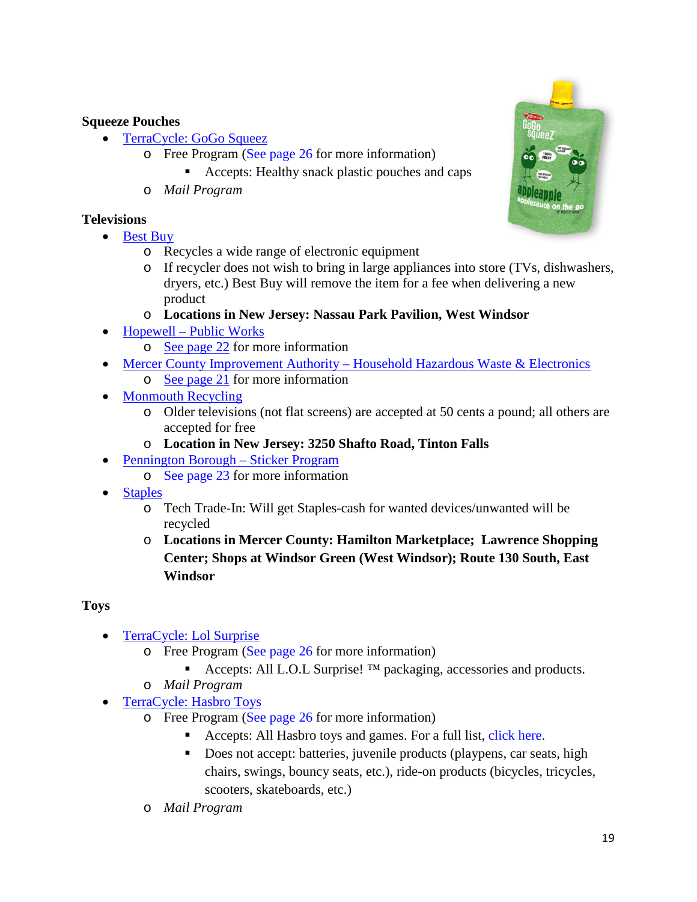**Squeeze Pouches**

- [TerraCycle: GoGo Squeez]
  - Free Program (See page 26 for more information)
    - Accepts: Healthy snack plastic pouches and caps
  - *Mail Program*

**Televisions**

- Best Buy
  - Recycles a wide range of electronic equipment
  - If recycler does not wish to bring in large appliances into store (TVs, dishwashers, dryers, etc.) Best Buy will remove the item for a fee when delivering a new product
  - **Locations in New Jersey: Nassau Park Pavilion, West Windsor**
- Hopewell – Public Works
  - See page 22 for more information
- Mercer County Improvement Authority – Household Hazardous Waste & Electronics
  - See page 21 for more information
- Monmouth Recycling
  - Older televisions (not flat screens) are accepted at 50 cents a pound; all others are accepted for free
  - **Location in New Jersey: 3250 Shafto Road, Tinton Falls**
- Pennington Borough – Sticker Program
  - See page 23 for more information
- Staples
  - Tech Trade-In: Will get Staples-cash for wanted devices/unwanted will be recycled
  - **Locations in Mercer County: Hamilton Marketplace; Lawrence Shopping Center; Shops at Windsor Green (West Windsor); Route 130 South, East Windsor**

**Toys**

- TerraCycle: Lol Surprise
  - Free Program (See page 26 for more information)
    - Accepts: All L.O.L Surprise! ™ packaging, accessories and products.
  - *Mail Program*
- TerraCycle: Hasbro Toys
  - Free Program (See page 26 for more information)
    - Accepts: All Hasbro toys and games. For a full list, click here.
    - Does not accept: batteries, juvenile products (playpens, car seats, high chairs, swings, bouncy seats, etc.), ride-on products (bicycles, tricycles, scooters, skateboards, etc.)
  - *Mail Program*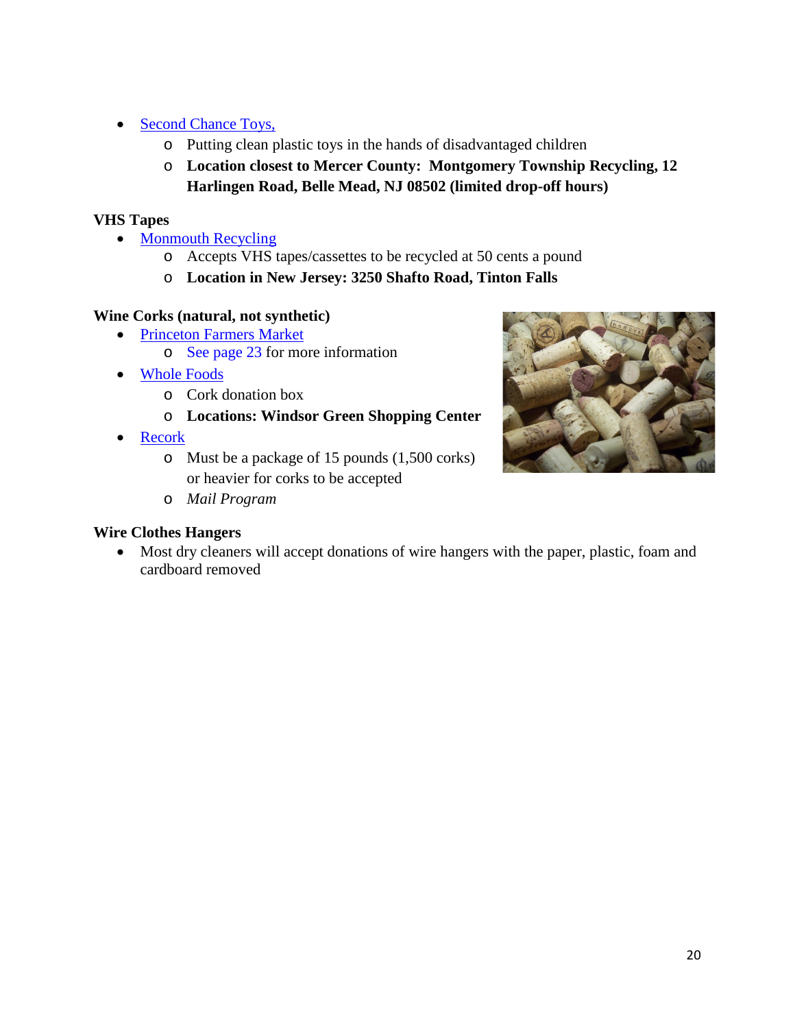- Second Chance Toys,
  - Putting clean plastic toys in the hands of disadvantaged children
  - **Location closest to Mercer County: Montgomery Township Recycling, 12 Harlingen Road, Belle Mead, NJ 08502 (limited drop-off hours)**

**VHS Tapes**

- Monmouth Recycling
  - Accepts VHS tapes/cassettes to be recycled at 50 cents a pound
  - **Location in New Jersey: 3250 Shafto Road, Tinton Falls**

**Wine Corks (natural, not synthetic)**

- Princeton Farmers Market
  - See page 23 for more information
- Whole Foods
  - Cork donation box
  - **Locations: Windsor Green Shopping Center**
- Recork
  - Must be a package of 15 pounds (1,500 corks) or heavier for corks to be accepted
  - *Mail Program*

**Wire Clothes Hangers**

- Most dry cleaners will accept donations of wire hangers with the paper, plastic, foam and cardboard removed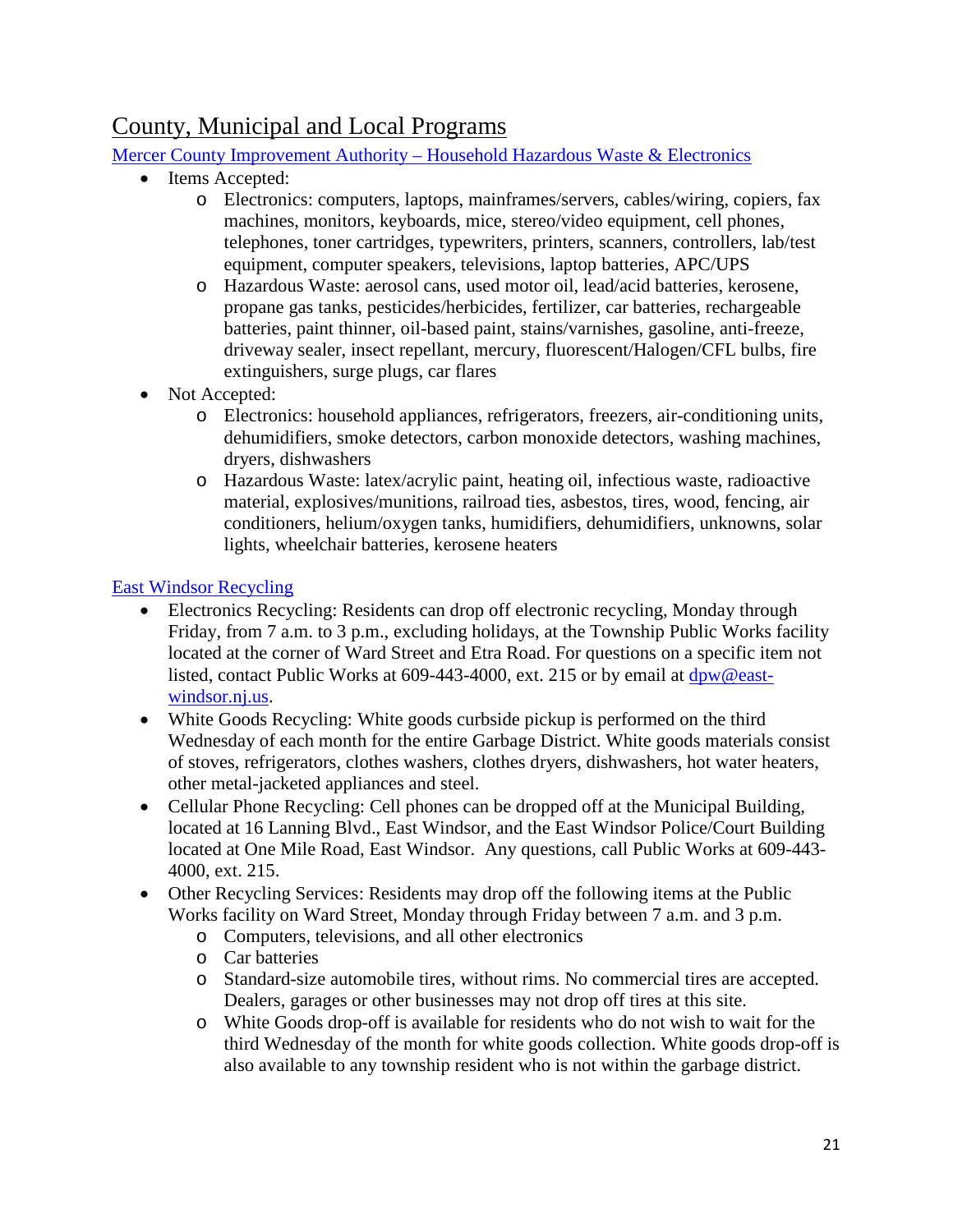# County, Municipal and Local Programs

[Mercer County Improvement Authority – Household Hazardous Waste & Electronics]

- Items Accepted:
  - Electronics: computers, laptops, mainframes/servers, cables/wiring, copiers, fax machines, monitors, keyboards, mice, stereo/video equipment, cell phones, telephones, toner cartridges, typewriters, printers, scanners, controllers, lab/test equipment, computer speakers, televisions, laptop batteries, APC/UPS
  - Hazardous Waste: aerosol cans, used motor oil, lead/acid batteries, kerosene, propane gas tanks, pesticides/herbicides, fertilizer, car batteries, rechargeable batteries, paint thinner, oil-based paint, stains/varnishes, gasoline, anti-freeze, driveway sealer, insect repellant, mercury, fluorescent/Halogen/CFL bulbs, fire extinguishers, surge plugs, car flares
- Not Accepted:
  - Electronics: household appliances, refrigerators, freezers, air-conditioning units, dehumidifiers, smoke detectors, carbon monoxide detectors, washing machines, dryers, dishwashers
  - Hazardous Waste: latex/acrylic paint, heating oil, infectious waste, radioactive material, explosives/munitions, railroad ties, asbestos, tires, wood, fencing, air conditioners, helium/oxygen tanks, humidifiers, dehumidifiers, unknowns, solar lights, wheelchair batteries, kerosene heaters

[East Windsor Recycling]

- Electronics Recycling: Residents can drop off electronic recycling, Monday through Friday, from 7 a.m. to 3 p.m., excluding holidays, at the Township Public Works facility located at the corner of Ward Street and Etra Road. For questions on a specific item not listed, contact Public Works at 609-443-4000, ext. 215 or by email at dpw@east-windsor.nj.us.
- White Goods Recycling: White goods curbside pickup is performed on the third Wednesday of each month for the entire Garbage District. White goods materials consist of stoves, refrigerators, clothes washers, clothes dryers, dishwashers, hot water heaters, other metal-jacketed appliances and steel.
- Cellular Phone Recycling: Cell phones can be dropped off at the Municipal Building, located at 16 Lanning Blvd., East Windsor, and the East Windsor Police/Court Building located at One Mile Road, East Windsor. Any questions, call Public Works at 609-443-4000, ext. 215.
- Other Recycling Services: Residents may drop off the following items at the Public Works facility on Ward Street, Monday through Friday between 7 a.m. and 3 p.m.
  - Computers, televisions, and all other electronics
  - Car batteries
  - Standard-size automobile tires, without rims. No commercial tires are accepted. Dealers, garages or other businesses may not drop off tires at this site.
  - White Goods drop-off is available for residents who do not wish to wait for the third Wednesday of the month for white goods collection. White goods drop-off is also available to any township resident who is not within the garbage district.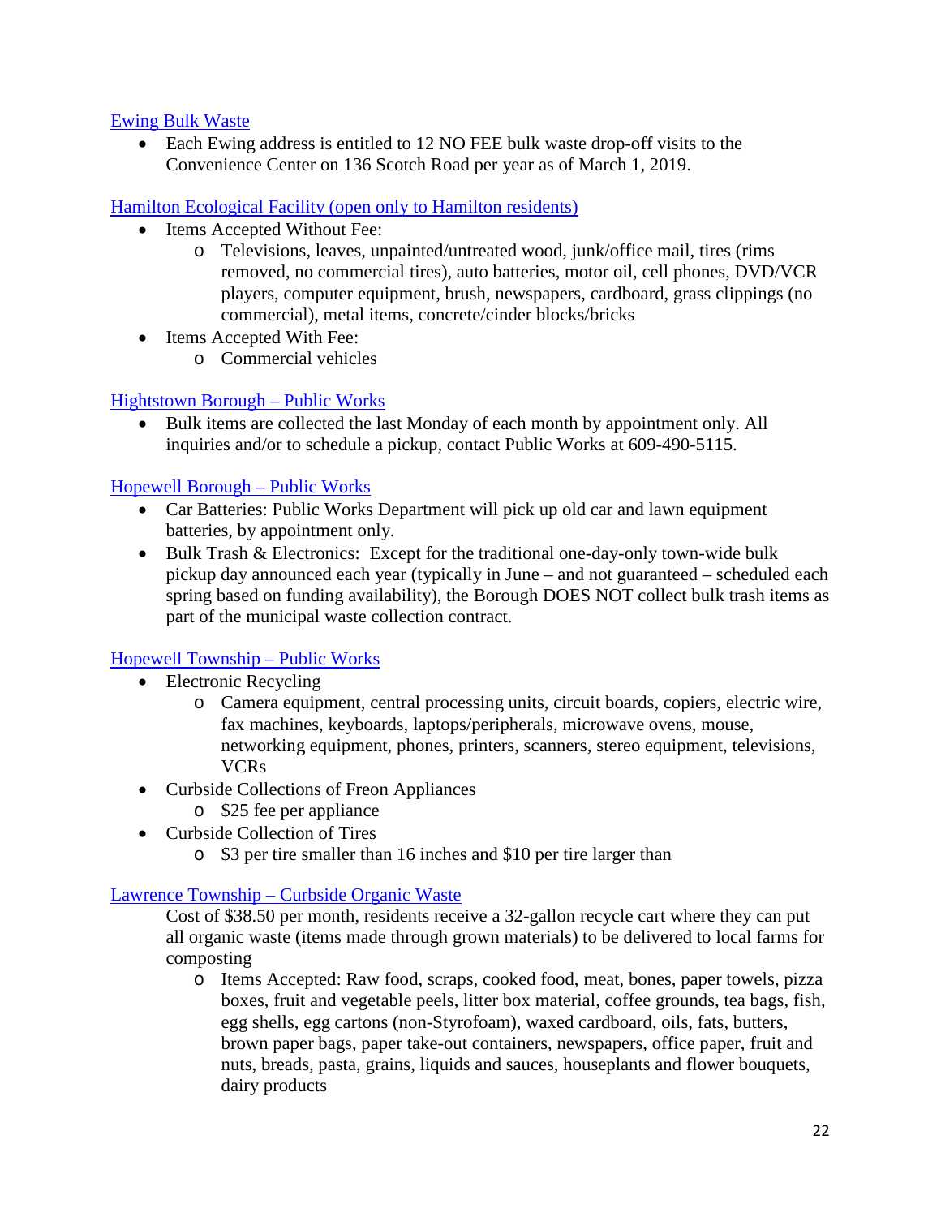[Ewing Bulk Waste]

- Each Ewing address is entitled to 12 NO FEE bulk waste drop-off visits to the Convenience Center on 136 Scotch Road per year as of March 1, 2019.

[Hamilton Ecological Facility (open only to Hamilton residents)]

- Items Accepted Without Fee:
  - Televisions, leaves, unpainted/untreated wood, junk/office mail, tires (rims removed, no commercial tires), auto batteries, motor oil, cell phones, DVD/VCR players, computer equipment, brush, newspapers, cardboard, grass clippings (no commercial), metal items, concrete/cinder blocks/bricks
- Items Accepted With Fee:
  - Commercial vehicles

[Hightstown Borough – Public Works]

- Bulk items are collected the last Monday of each month by appointment only. All inquiries and/or to schedule a pickup, contact Public Works at 609-490-5115.

[Hopewell Borough – Public Works]

- Car Batteries: Public Works Department will pick up old car and lawn equipment batteries, by appointment only.
- Bulk Trash & Electronics: Except for the traditional one-day-only town-wide bulk pickup day announced each year (typically in June – and not guaranteed – scheduled each spring based on funding availability), the Borough DOES NOT collect bulk trash items as part of the municipal waste collection contract.

[Hopewell Township – Public Works]

- Electronic Recycling
  - Camera equipment, central processing units, circuit boards, copiers, electric wire, fax machines, keyboards, laptops/peripherals, microwave ovens, mouse, networking equipment, phones, printers, scanners, stereo equipment, televisions, VCRs
- Curbside Collections of Freon Appliances
  - $25 fee per appliance
- Curbside Collection of Tires
  - $3 per tire smaller than 16 inches and $10 per tire larger than

[Lawrence Township – Curbside Organic Waste]

Cost of $38.50 per month, residents receive a 32-gallon recycle cart where they can put all organic waste (items made through grown materials) to be delivered to local farms for composting

- Items Accepted: Raw food, scraps, cooked food, meat, bones, paper towels, pizza boxes, fruit and vegetable peels, litter box material, coffee grounds, tea bags, fish, egg shells, egg cartons (non-Styrofoam), waxed cardboard, oils, fats, butters, brown paper bags, paper take-out containers, newspapers, office paper, fruit and nuts, breads, pasta, grains, liquids and sauces, houseplants and flower bouquets, dairy products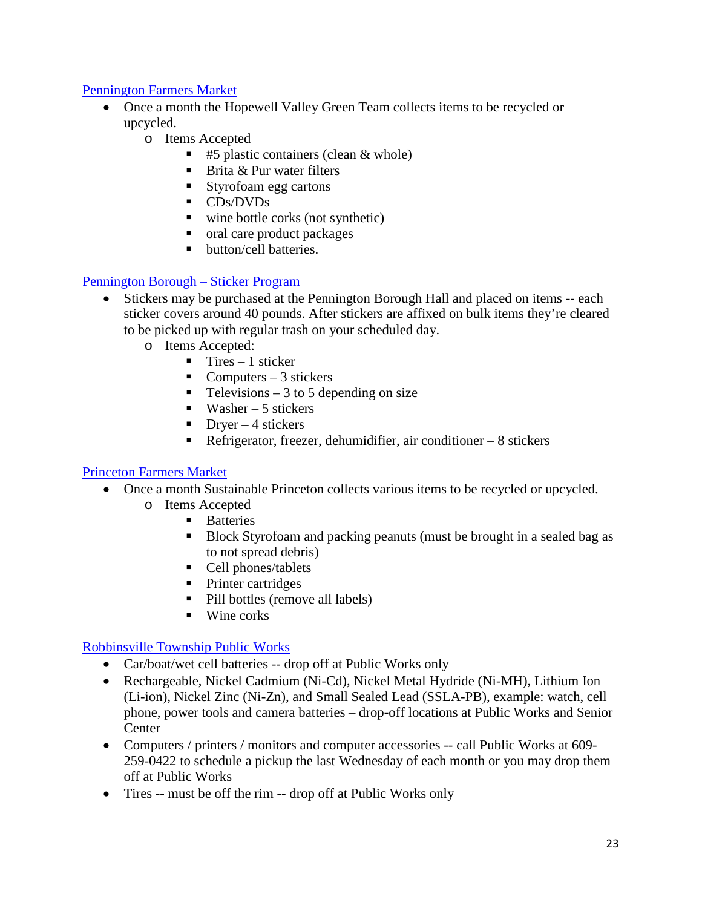[Pennington Farmers Market]

- Once a month the Hopewell Valley Green Team collects items to be recycled or upcycled.
  - Items Accepted
    - #5 plastic containers (clean & whole)
    - Brita & Pur water filters
    - Styrofoam egg cartons
    - CDs/DVDs
    - wine bottle corks (not synthetic)
    - oral care product packages
    - button/cell batteries.

[Pennington Borough – Sticker Program]

- Stickers may be purchased at the Pennington Borough Hall and placed on items -- each sticker covers around 40 pounds. After stickers are affixed on bulk items they're cleared to be picked up with regular trash on your scheduled day.
  - Items Accepted:
    - Tires – 1 sticker
    - Computers – 3 stickers
    - Televisions – 3 to 5 depending on size
    - Washer – 5 stickers
    - Dryer – 4 stickers
    - Refrigerator, freezer, dehumidifier, air conditioner – 8 stickers

[Princeton Farmers Market]

- Once a month Sustainable Princeton collects various items to be recycled or upcycled.
  - Items Accepted
    - Batteries
    - Block Styrofoam and packing peanuts (must be brought in a sealed bag as to not spread debris)
    - Cell phones/tablets
    - Printer cartridges
    - Pill bottles (remove all labels)
    - Wine corks

[Robbinsville Township Public Works]

- Car/boat/wet cell batteries -- drop off at Public Works only
- Rechargeable, Nickel Cadmium (Ni-Cd), Nickel Metal Hydride (Ni-MH), Lithium Ion (Li-ion), Nickel Zinc (Ni-Zn), and Small Sealed Lead (SSLA-PB), example: watch, cell phone, power tools and camera batteries – drop-off locations at Public Works and Senior Center
- Computers / printers / monitors and computer accessories -- call Public Works at 609-259-0422 to schedule a pickup the last Wednesday of each month or you may drop them off at Public Works
- Tires -- must be off the rim -- drop off at Public Works only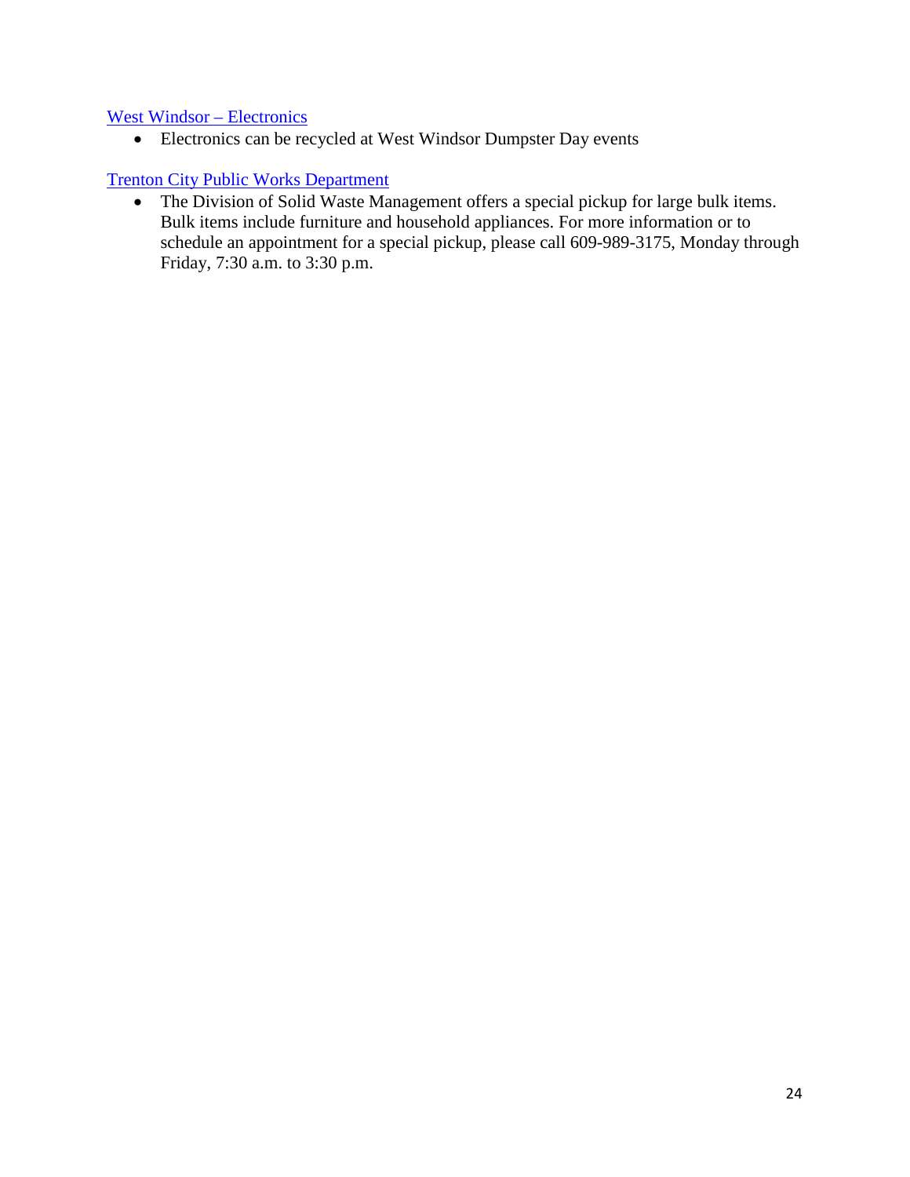West Windsor – Electronics

- Electronics can be recycled at West Windsor Dumpster Day events

Trenton City Public Works Department

- The Division of Solid Waste Management offers a special pickup for large bulk items. Bulk items include furniture and household appliances. For more information or to schedule an appointment for a special pickup, please call 609-989-3175, Monday through Friday, 7:30 a.m. to 3:30 p.m.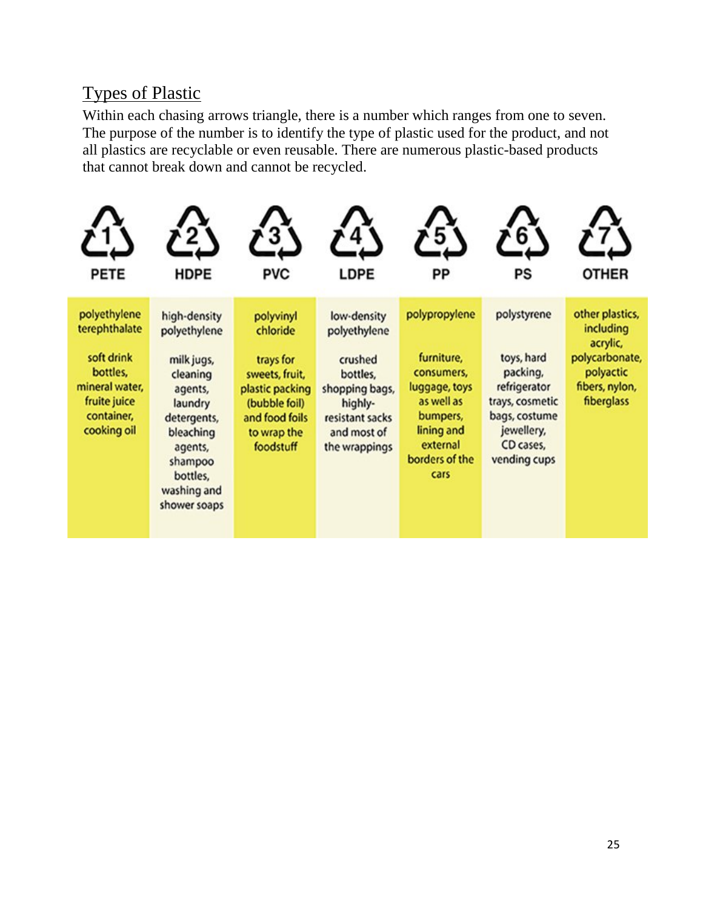## Types of Plastic

Within each chasing arrows triangle, there is a number which ranges from one to seven. The purpose of the number is to identify the type of plastic used for the product, and not all plastics are recyclable or even reusable. There are numerous plastic-based products that cannot break down and cannot be recycled.

| 1 PETE | 2 HDPE | 3 PVC | 4 LDPE | 5 PP | 6 PS | 7 OTHER |
|---|---|---|---|---|---|---|
| polyethylene terephthalate | high-density polyethylene | polyvinyl chloride | low-density polyethylene | polypropylene | polystyrene | other plastics, including acrylic, polycarbonate, polyactic fibers, nylon, fiberglass |
| soft drink bottles, mineral water, fruite juice container, cooking oil | milk jugs, cleaning agents, laundry detergents, bleaching agents, shampoo bottles, washing and shower soaps | trays for sweets, fruit, plastic packing (bubble foil) and food foils to wrap the foodstuff | crushed bottles, shopping bags, highly-resistant sacks and most of the wrappings | furniture, consumers, luggage, toys as well as bumpers, lining and external borders of the cars | toys, hard packing, refrigerator trays, cosmetic bags, costume jewellery, CD cases, vending cups | |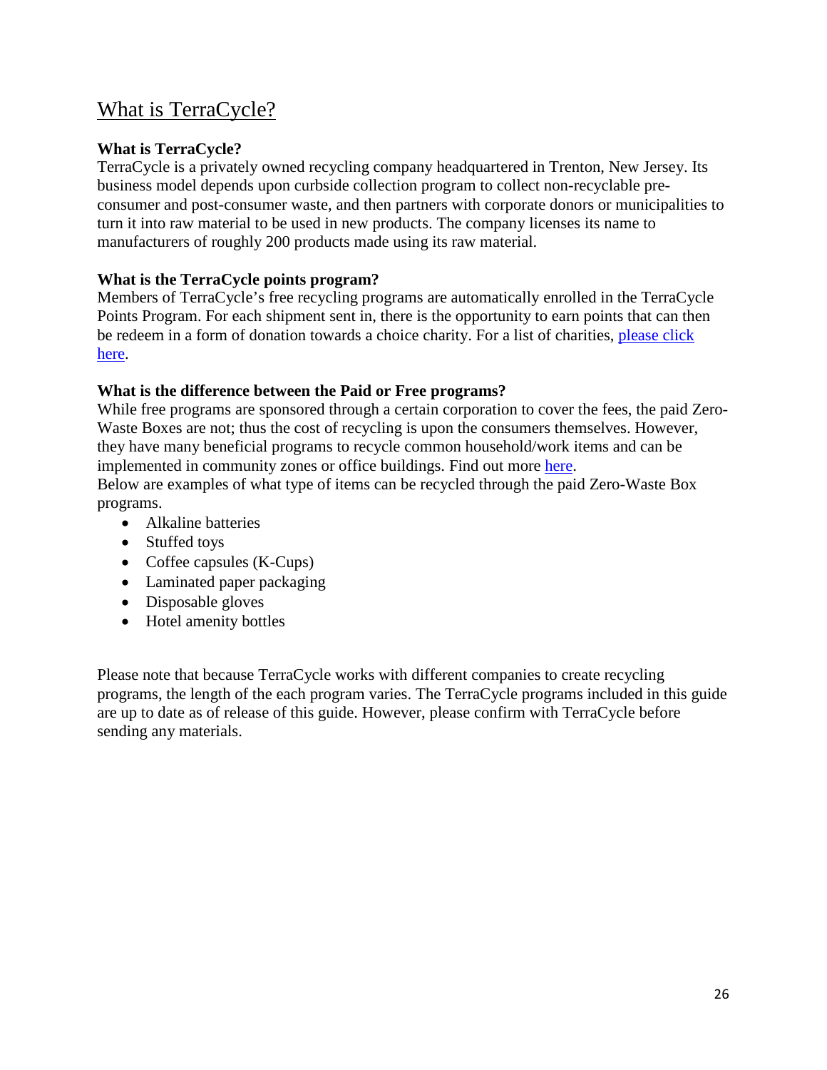# What is TraCycle?

**What is TerraCycle?**

TerraCycle is a privately owned recycling company headquartered in Trenton, New Jersey. Its business model depends upon curbside collection program to collect non-recyclable pre-consumer and post-consumer waste, and then partners with corporate donors or municipalities to turn it into raw material to be used in new products. The company licenses its name to manufacturers of roughly 200 products made using its raw material.

**What is the TerraCycle points program?**

Members of TerraCycle's free recycling programs are automatically enrolled in the TerraCycle Points Program. For each shipment sent in, there is the opportunity to earn points that can then be redeem in a form of donation towards a choice charity. For a list of charities, please click here.

**What is the difference between the Paid or Free programs?**

While free programs are sponsored through a certain corporation to cover the fees, the paid Zero-Waste Boxes are not; thus the cost of recycling is upon the consumers themselves. However, they have many beneficial programs to recycle common household/work items and can be implemented in community zones or office buildings. Find out more here.

Below are examples of what type of items can be recycled through the paid Zero-Waste Box programs.

- Alkaline batteries
- Stuffed toys
- Coffee capsules (K-Cups)
- Laminated paper packaging
- Disposable gloves
- Hotel amenity bottles

Please note that because TerraCycle works with different companies to create recycling programs, the length of the each program varies. The TerraCycle programs included in this guide are up to date as of release of this guide. However, please confirm with TerraCycle before sending any materials.

# What is TerraCycle?

**What is TerraCycle?**

TerraCycle is a privately owned recycling company headquartered in Trenton, New Jersey. Its business model depends upon curbside collection program to collect non-recyclable pre-consumer and post-consumer waste, and then partners with corporate donors or municipalities to turn it into raw material to be used in new products. The company licenses its name to manufacturers of roughly 200 products made using its raw material.

**What is the TerraCycle points program?**

Members of TerraCycle's free recycling programs are automatically enrolled in the TerraCycle Points Program. For each shipment sent in, there is the opportunity to earn points that can then be redeem in a form of donation towards a choice charity. For a list of charities, please click here.

**What is the difference between the Paid or Free programs?**

While free programs are sponsored through a certain corporation to cover the fees, the paid Zero-Waste Boxes are not; thus the cost of recycling is upon the consumers themselves. However, they have many beneficial programs to recycle common household/work items and can be implemented in community zones or office buildings. Find out more here.

Below are examples of what type of items can be recycled through the paid Zero-Waste Box programs.

- Alkaline batteries
- Stuffed toys
- Coffee capsules (K-Cups)
- Laminated paper packaging
- Disposable gloves
- Hotel amenity bottles

Please note that because TerraCycle works with different companies to create recycling programs, the length of the each program varies. The TerraCycle programs included in this guide are up to date as of release of this guide. However, please confirm with TerraCycle before sending any materials.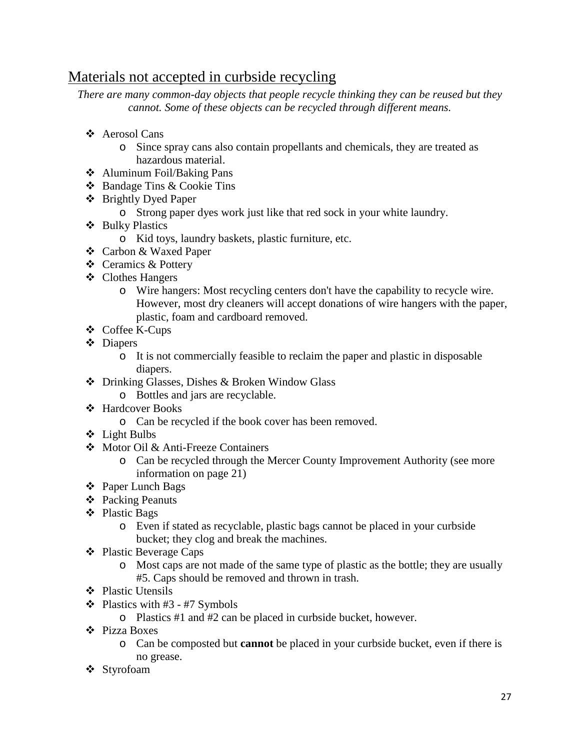## Materials not accepted in curbside recycling

*There are many common-day objects that people recycle thinking they can be reused but they cannot. Some of these objects can be recycled through different means.*

- Aerosol Cans
  - Since spray cans also contain propellants and chemicals, they are treated as hazardous material.
- Aluminum Foil/Baking Pans
- Bandage Tins & Cookie Tins
- Brightly Dyed Paper
  - Strong paper dyes work just like that red sock in your white laundry.
- Bulky Plastics
  - Kid toys, laundry baskets, plastic furniture, etc.
- Carbon & Waxed Paper
- Ceramics & Pottery
- Clothes Hangers
  - Wire hangers: Most recycling centers don't have the capability to recycle wire. However, most dry cleaners will accept donations of wire hangers with the paper, plastic, foam and cardboard removed.
- Coffee K-Cups
- Diapers
  - It is not commercially feasible to reclaim the paper and plastic in disposable diapers.
- Drinking Glasses, Dishes & Broken Window Glass
  - Bottles and jars are recyclable.
- Hardcover Books
  - Can be recycled if the book cover has been removed.
- Light Bulbs
- Motor Oil & Anti-Freeze Containers
  - Can be recycled through the Mercer County Improvement Authority (see more information on page 21)
- Paper Lunch Bags
- Packing Peanuts
- Plastic Bags
  - Even if stated as recyclable, plastic bags cannot be placed in your curbside bucket; they clog and break the machines.
- Plastic Beverage Caps
  - Most caps are not made of the same type of plastic as the bottle; they are usually #5. Caps should be removed and thrown in trash.
- Plastic Utensils
- Plastics with #3 - #7 Symbols
  - Plastics #1 and #2 can be placed in curbside bucket, however.
- Pizza Boxes
  - Can be composted but **cannot** be placed in your curbside bucket, even if there is no grease.
- Styrofoam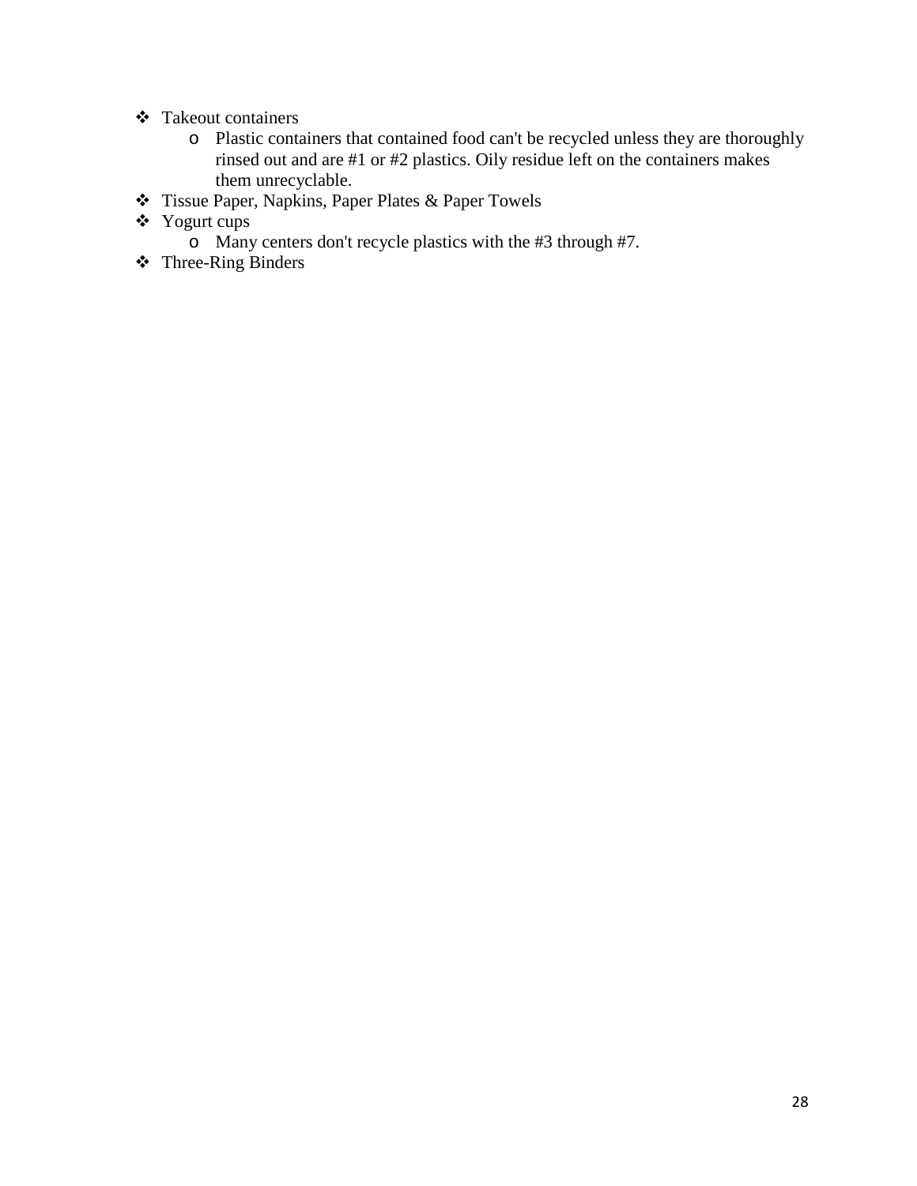- Takeout containers
  - Plastic containers that contained food can't be recycled unless they are thoroughly rinsed out and are #1 or #2 plastics. Oily residue left on the containers makes them unrecyclable.
- Tissue Paper, Napkins, Paper Plates & Paper Towels
- Yogurt cups
  - Many centers don't recycle plastics with the #3 through #7.
- Three-Ring Binders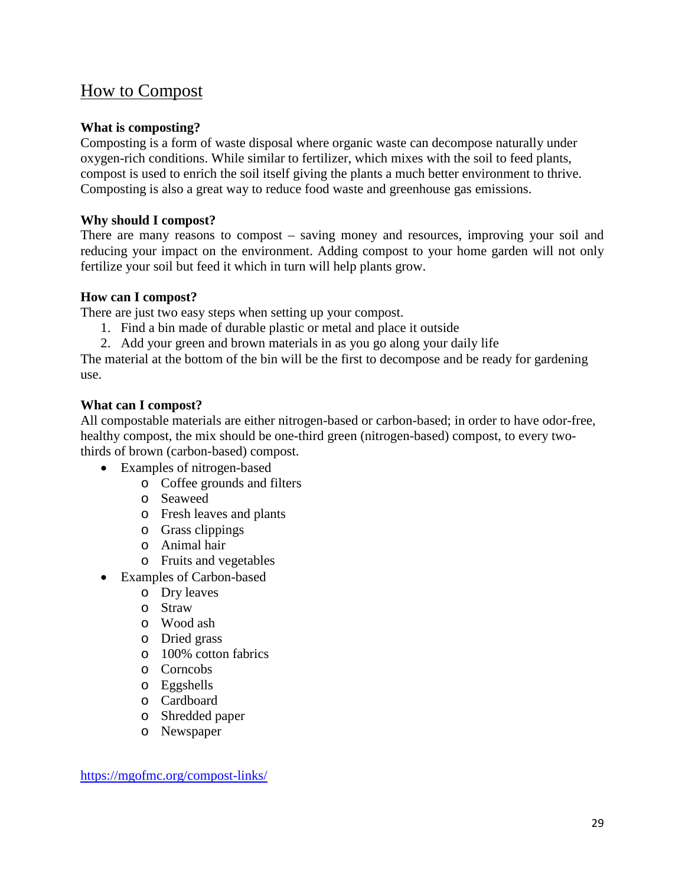## How to Compost

**What is composting?**

Composting is a form of waste disposal where organic waste can decompose naturally under oxygen-rich conditions. While similar to fertilizer, which mixes with the soil to feed plants, compost is used to enrich the soil itself giving the plants a much better environment to thrive. Composting is also a great way to reduce food waste and greenhouse gas emissions.

**Why should I compost?**

There are many reasons to compost – saving money and resources, improving your soil and reducing your impact on the environment. Adding compost to your home garden will not only fertilize your soil but feed it which in turn will help plants grow.

**How can I compost?**

There are just two easy steps when setting up your compost.

1. Find a bin made of durable plastic or metal and place it outside
2. Add your green and brown materials in as you go along your daily life

The material at the bottom of the bin will be the first to decompose and be ready for gardening use.

**What can I compost?**

All compostable materials are either nitrogen-based or carbon-based; in order to have odor-free, healthy compost, the mix should be one-third green (nitrogen-based) compost, to every two-thirds of brown (carbon-based) compost.

- Examples of nitrogen-based
  - Coffee grounds and filters
  - Seaweed
  - Fresh leaves and plants
  - Grass clippings
  - Animal hair
  - Fruits and vegetables
- Examples of Carbon-based
  - Dry leaves
  - Straw
  - Wood ash
  - Dried grass
  - 100% cotton fabrics
  - Corncobs
  - Eggshells
  - Cardboard
  - Shredded paper
  - Newspaper

https://mgofmc.org/compost-links/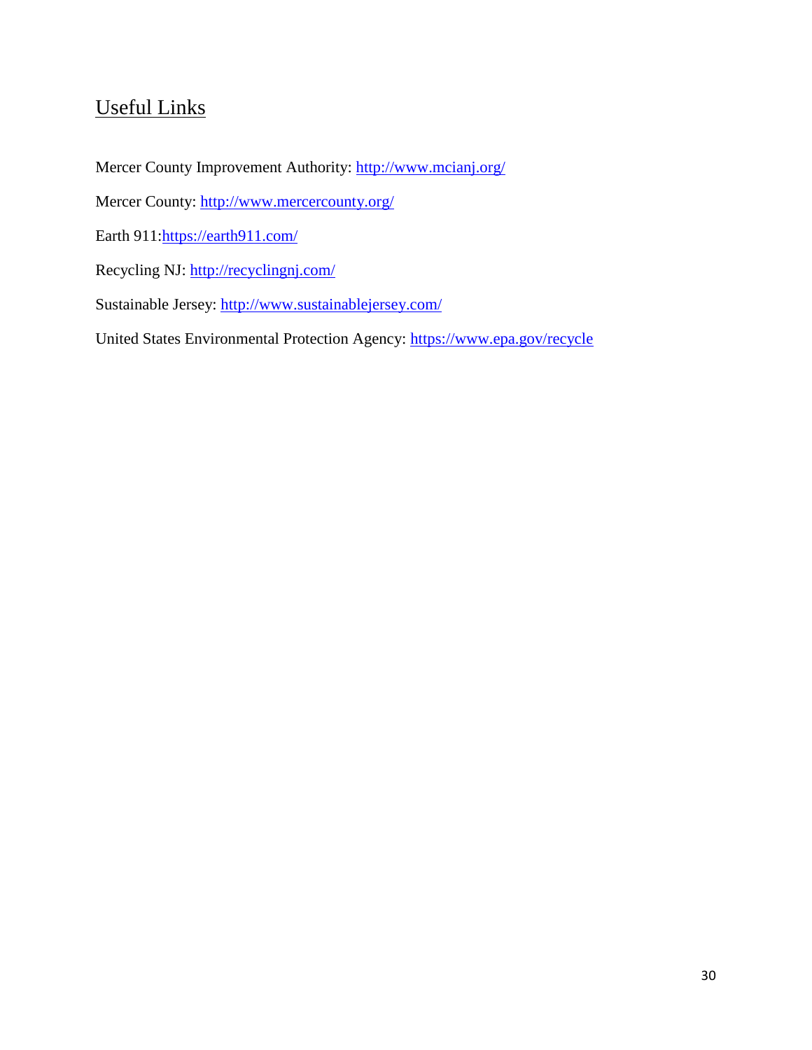## Useful Links

Mercer County Improvement Authority: http://www.mcianj.org/

Mercer County: http://www.mercercounty.org/

Earth 911:https://earth911.com/

Recycling NJ: http://recyclingnj.com/

Sustainable Jersey: http://www.sustainablejersey.com/

United States Environmental Protection Agency: https://www.epa.gov/recycle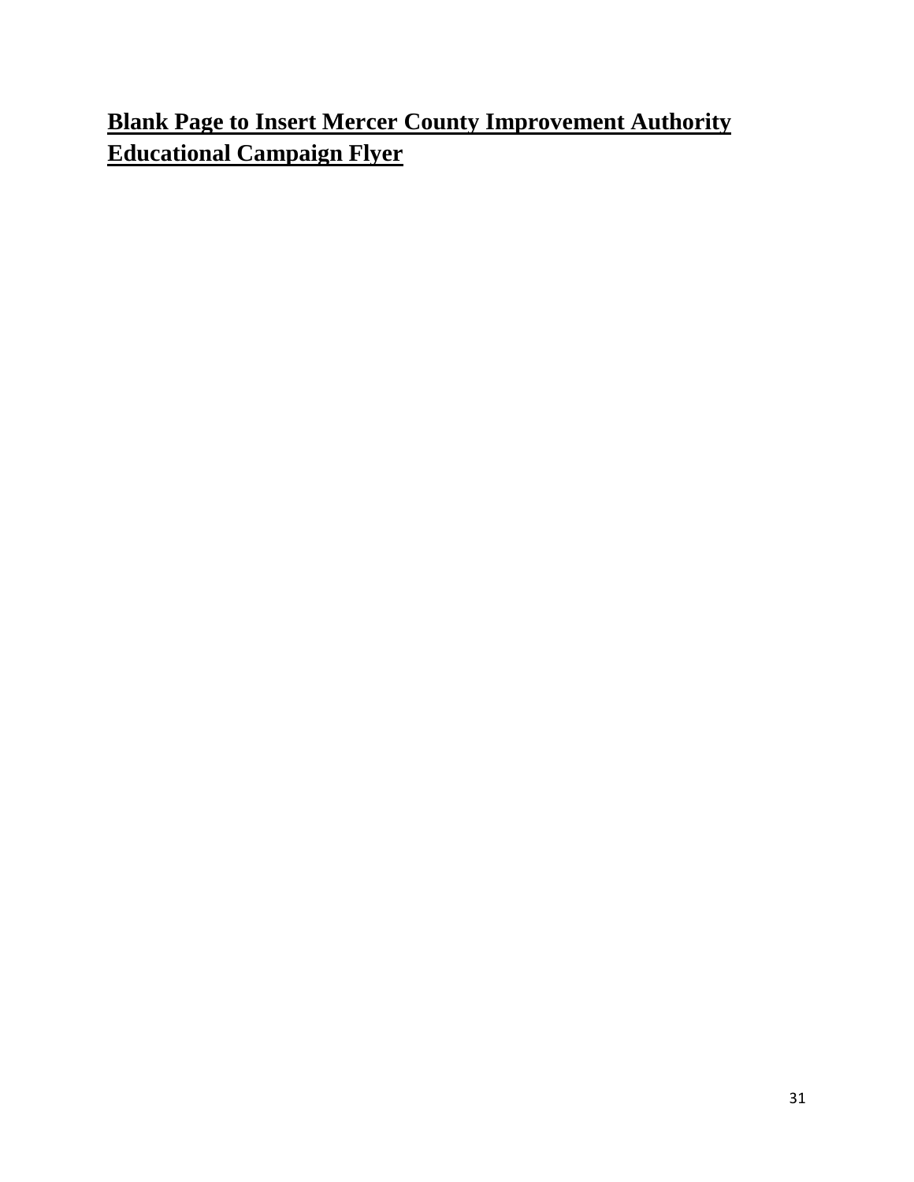**<u>Blank Page to Insert Mercer County Improvement Authority Educational Campaign Flyer</u>**